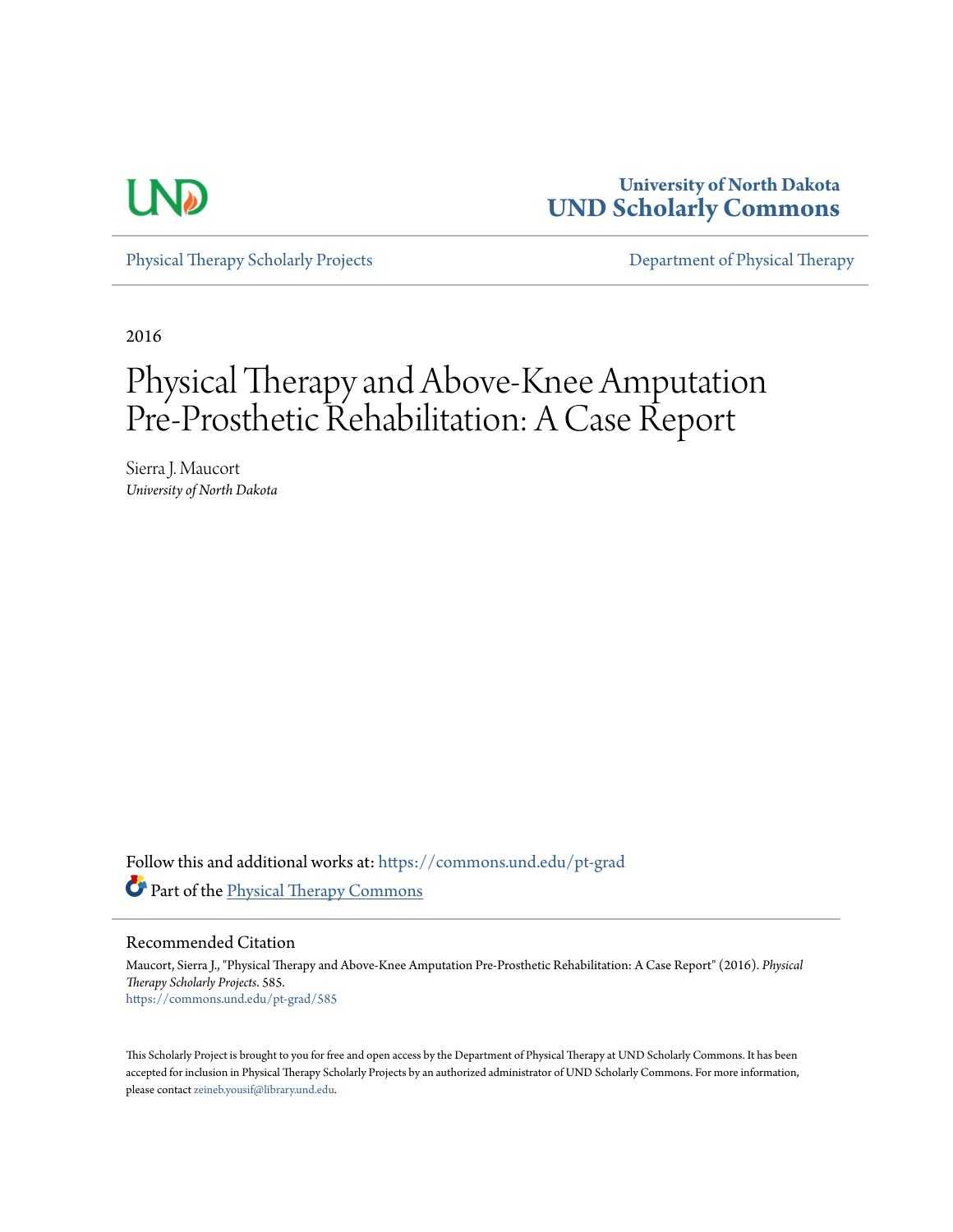University of North Dakota
**UND Scholarly Commons**

Physical Therapy Scholarly Projects | Department of Physical Therapy

2016

# Physical Therapy and Above-Knee Amputation Pre-Prosthetic Rehabilitation: A Case Report

Sierra J. Maucort
*University of North Dakota*

Follow this and additional works at: https://commons.und.edu/pt-grad

Part of the Physical Therapy Commons

## Recommended Citation

Maucort, Sierra J., "Physical Therapy and Above-Knee Amputation Pre-Prosthetic Rehabilitation: A Case Report" (2016). *Physical Therapy Scholarly Projects*. 585.
https://commons.und.edu/pt-grad/585

This Scholarly Project is brought to you for free and open access by the Department of Physical Therapy at UND Scholarly Commons. It has been accepted for inclusion in Physical Therapy Scholarly Projects by an authorized administrator of UND Scholarly Commons. For more information, please contact zeineb.yousif@library.und.edu.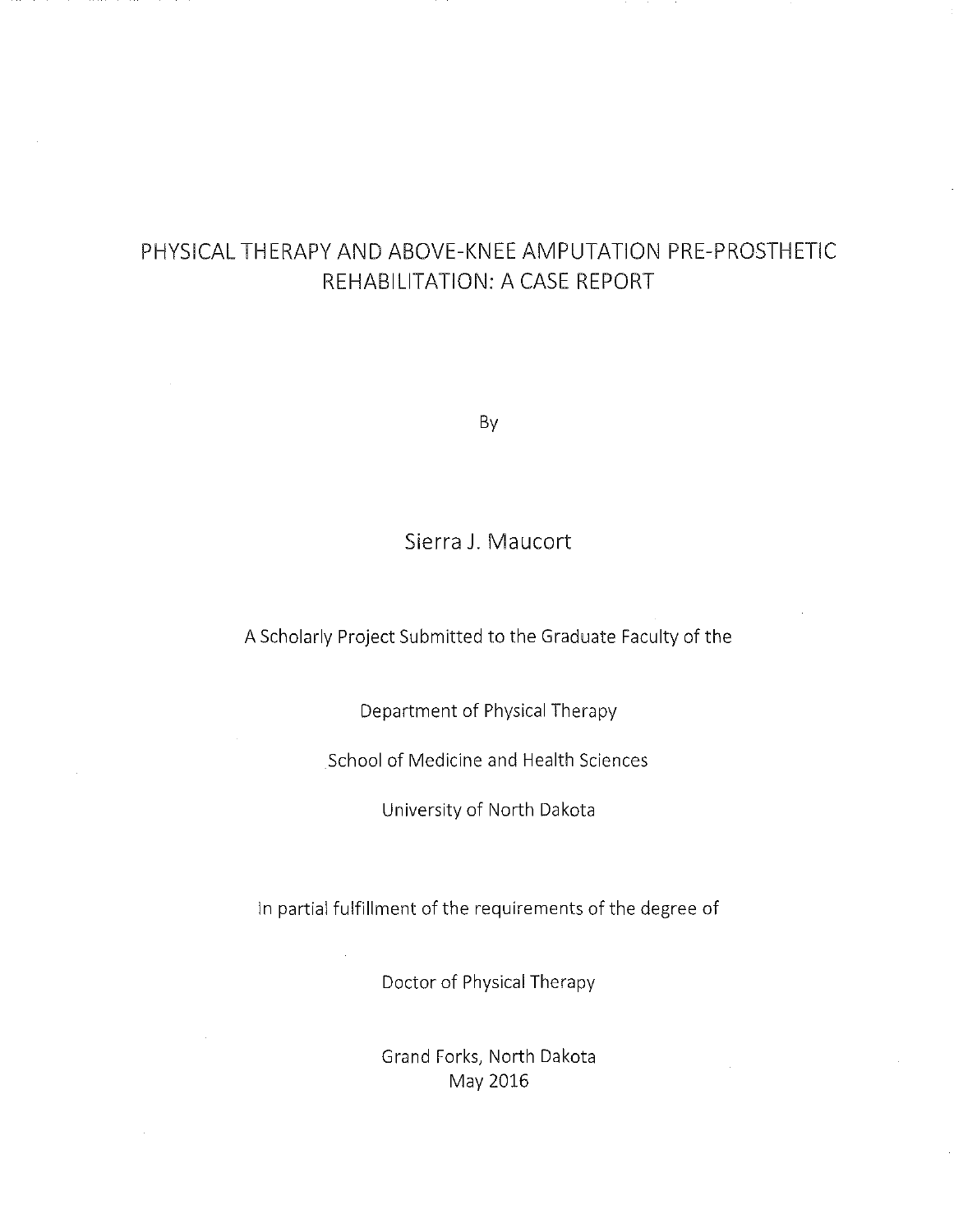# PHYSICAL THERAPY AND ABOVE-KNEE AMPUTATION PRE-PROSTHETIC REHABILITATION: A CASE REPORT

By

Sierra J. Maucort

A Scholarly Project Submitted to the Graduate Faculty of the

Department of Physical Therapy

School of Medicine and Health Sciences

University of North Dakota

In partial fulfillment of the requirements of the degree of

Doctor of Physical Therapy

Grand Forks, North Dakota
May 2016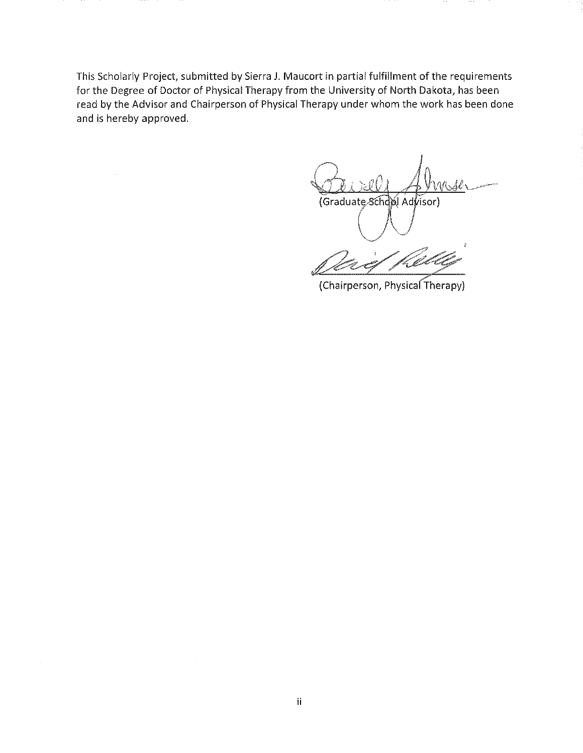This Scholarly Project, submitted by Sierra J. Maucort in partial fulfillment of the requirements for the Degree of Doctor of Physical Therapy from the University of North Dakota, has been read by the Advisor and Chairperson of Physical Therapy under whom the work has been done and is hereby approved.

(Graduate School Advisor)

(Chairperson, Physical Therapy)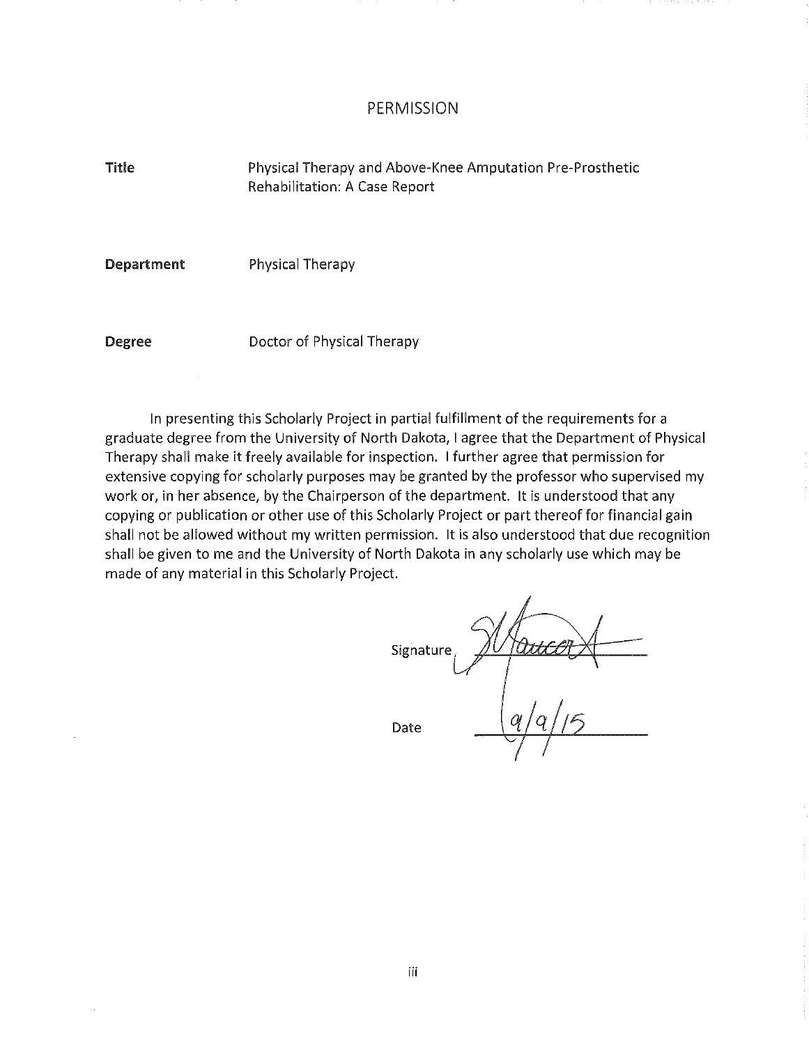# PERMISSION

**Title** Physical Therapy and Above-Knee Amputation Pre-Prosthetic Rehabilitation: A Case Report

**Department** Physical Therapy

**Degree** Doctor of Physical Therapy

In presenting this Scholarly Project in partial fulfillment of the requirements for a graduate degree from the University of North Dakota, I agree that the Department of Physical Therapy shall make it freely available for inspection. I further agree that permission for extensive copying for scholarly purposes may be granted by the professor who supervised my work or, in her absence, by the Chairperson of the department. It is understood that any copying or publication or other use of this Scholarly Project or part thereof for financial gain shall not be allowed without my written permission. It is also understood that due recognition shall be given to me and the University of North Dakota in any scholarly use which may be made of any material in this Scholarly Project.

Signature ______________

Date 9/9/15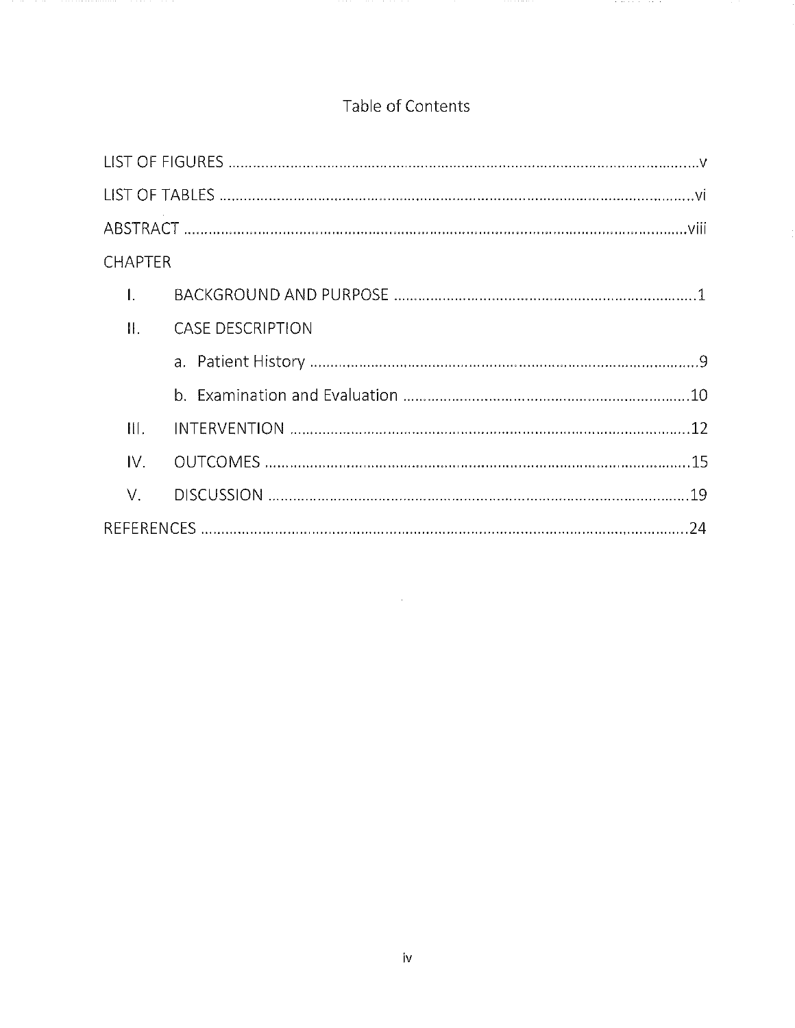# Table of Contents

LIST OF FIGURES ..... v

LIST OF TABLES ..... vi

ABSTRACT ..... viii

CHAPTER

I. BACKGROUND AND PURPOSE ..... 1

II. CASE DESCRIPTION

  a. Patient History ..... 9

  b. Examination and Evaluation ..... 10

III. INTERVENTION ..... 12

IV. OUTCOMES ..... 15

V. DISCUSSION ..... 19

REFERENCES ..... 24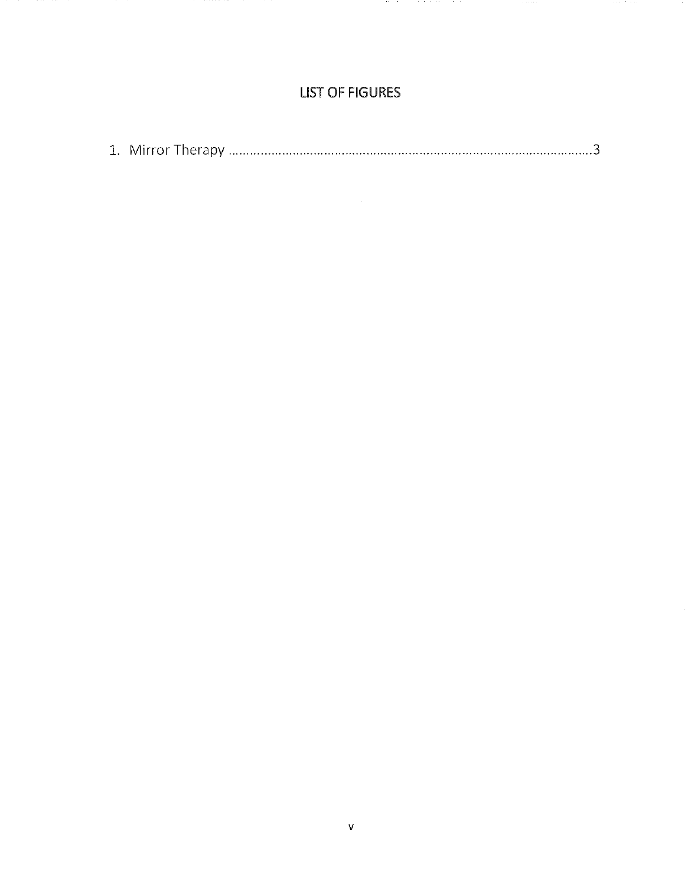# LIST OF FIGURES

1. Mirror Therapy ……………………………………………………………………………………………3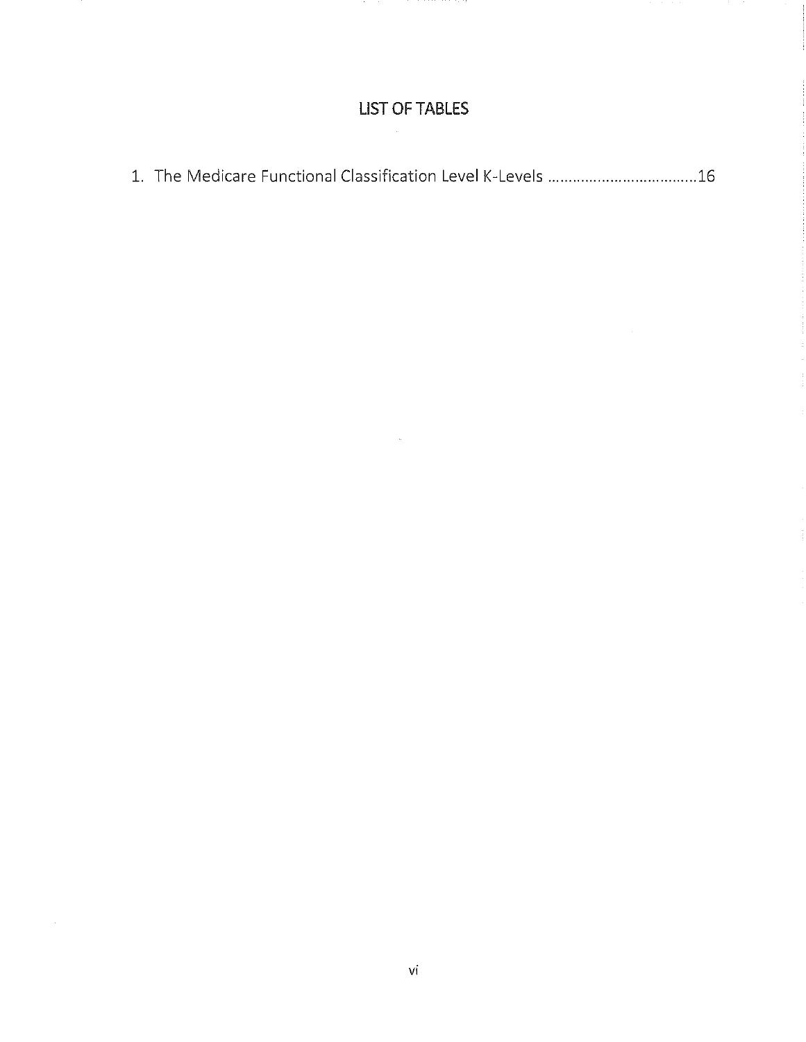# LIST OF TABLES

1. The Medicare Functional Classification Level K-Levels ....................................16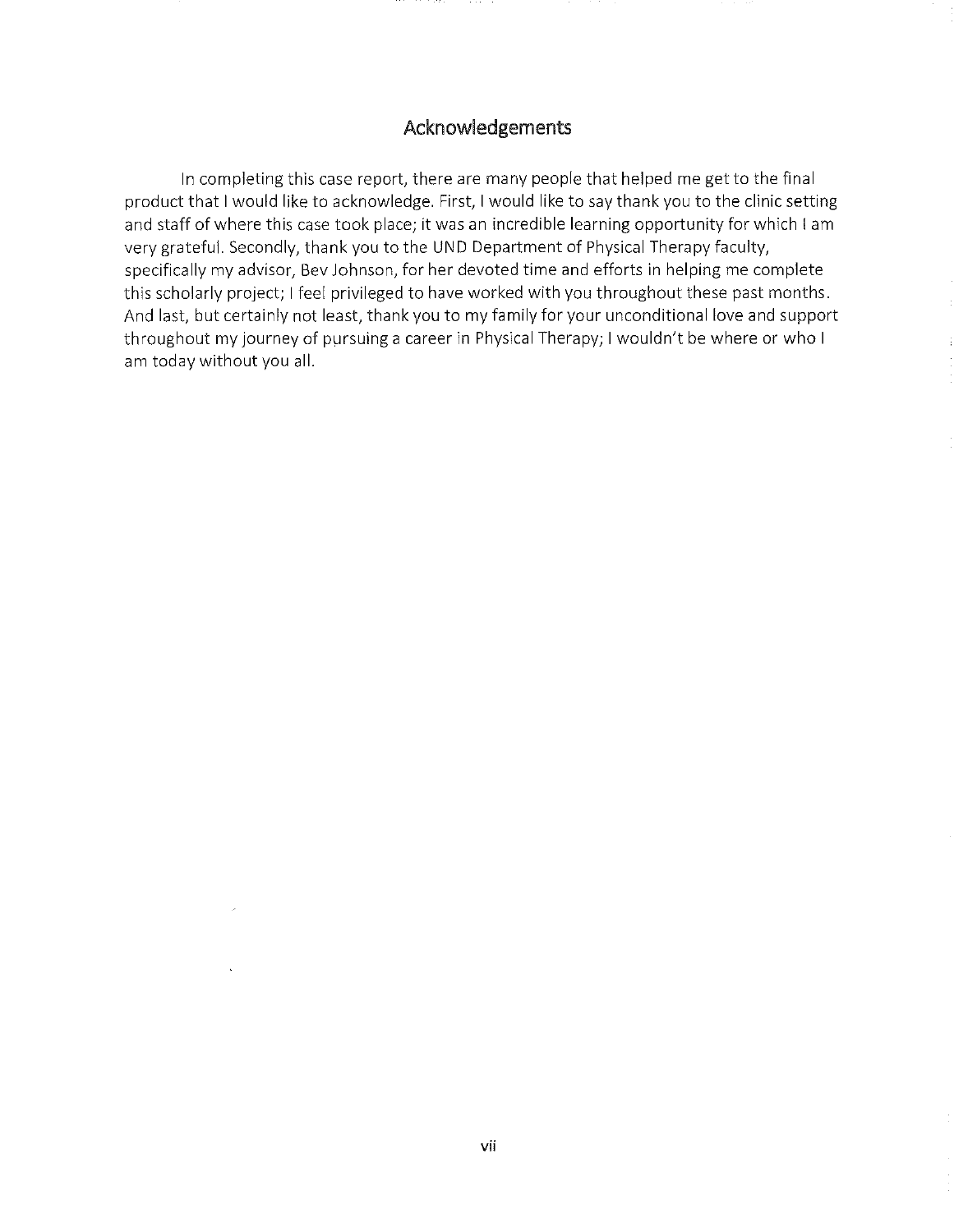## Acknowledgements

In completing this case report, there are many people that helped me get to the final product that I would like to acknowledge. First, I would like to say thank you to the clinic setting and staff of where this case took place; it was an incredible learning opportunity for which I am very grateful. Secondly, thank you to the UND Department of Physical Therapy faculty, specifically my advisor, Bev Johnson, for her devoted time and efforts in helping me complete this scholarly project; I feel privileged to have worked with you throughout these past months. And last, but certainly not least, thank you to my family for your unconditional love and support throughout my journey of pursuing a career in Physical Therapy; I wouldn't be where or who I am today without you all.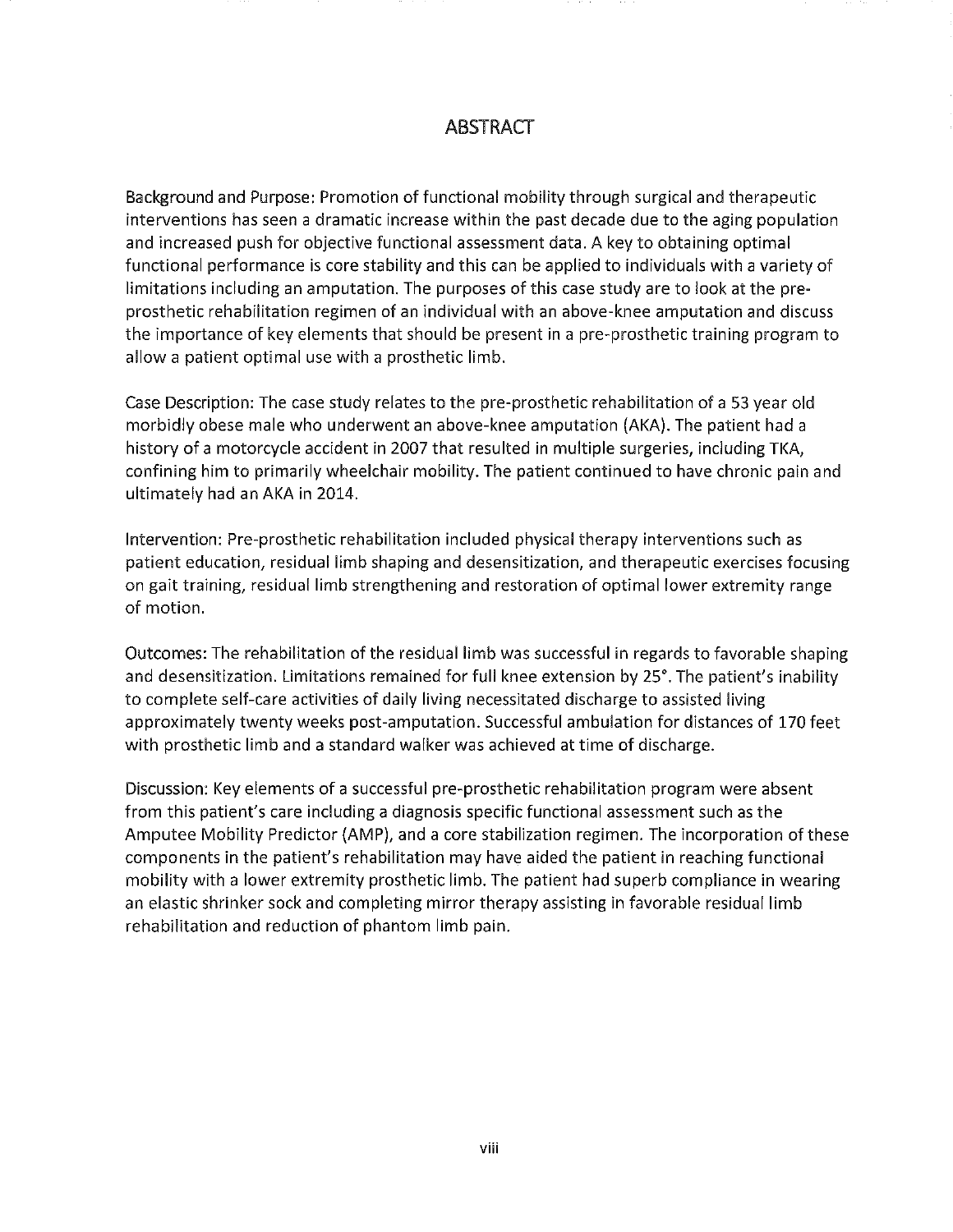# ABSTRACT

Background and Purpose: Promotion of functional mobility through surgical and therapeutic interventions has seen a dramatic increase within the past decade due to the aging population and increased push for objective functional assessment data. A key to obtaining optimal functional performance is core stability and this can be applied to individuals with a variety of limitations including an amputation. The purposes of this case study are to look at the pre-prosthetic rehabilitation regimen of an individual with an above-knee amputation and discuss the importance of key elements that should be present in a pre-prosthetic training program to allow a patient optimal use with a prosthetic limb.

Case Description: The case study relates to the pre-prosthetic rehabilitation of a 53 year old morbidly obese male who underwent an above-knee amputation (AKA). The patient had a history of a motorcycle accident in 2007 that resulted in multiple surgeries, including TKA, confining him to primarily wheelchair mobility. The patient continued to have chronic pain and ultimately had an AKA in 2014.

Intervention: Pre-prosthetic rehabilitation included physical therapy interventions such as patient education, residual limb shaping and desensitization, and therapeutic exercises focusing on gait training, residual limb strengthening and restoration of optimal lower extremity range of motion.

Outcomes: The rehabilitation of the residual limb was successful in regards to favorable shaping and desensitization. Limitations remained for full knee extension by 25°. The patient's inability to complete self-care activities of daily living necessitated discharge to assisted living approximately twenty weeks post-amputation. Successful ambulation for distances of 170 feet with prosthetic limb and a standard walker was achieved at time of discharge.

Discussion: Key elements of a successful pre-prosthetic rehabilitation program were absent from this patient's care including a diagnosis specific functional assessment such as the Amputee Mobility Predictor (AMP), and a core stabilization regimen. The incorporation of these components in the patient's rehabilitation may have aided the patient in reaching functional mobility with a lower extremity prosthetic limb. The patient had superb compliance in wearing an elastic shrinker sock and completing mirror therapy assisting in favorable residual limb rehabilitation and reduction of phantom limb pain.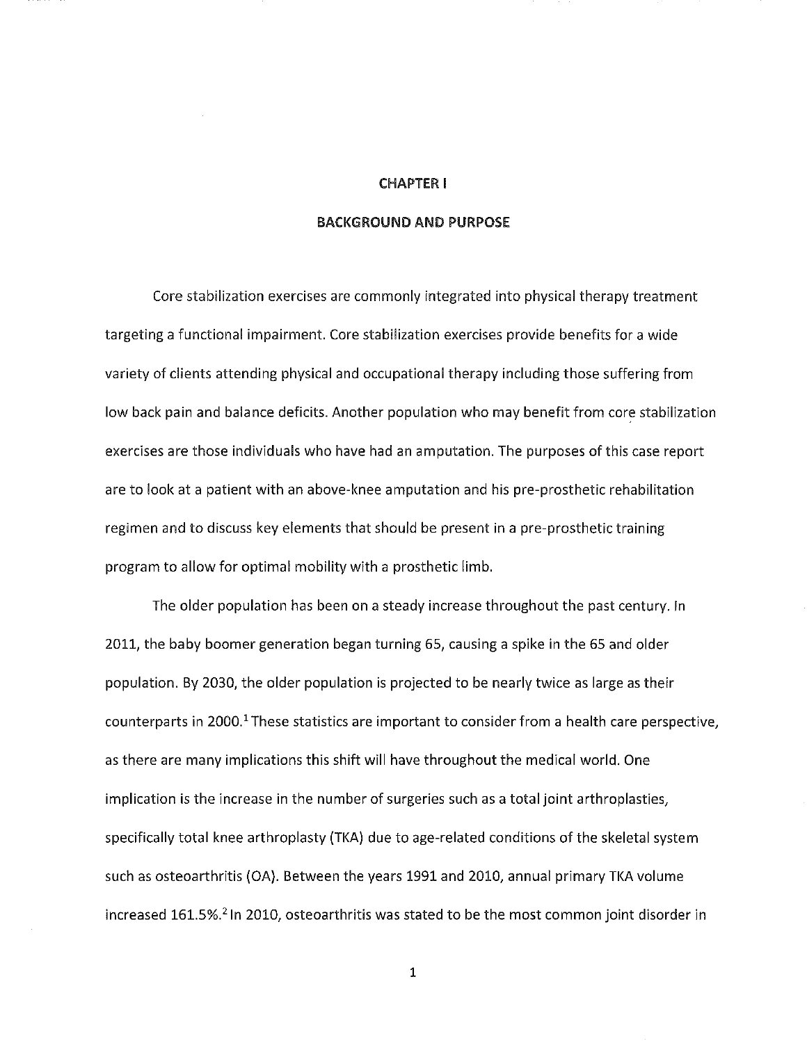# CHAPTER I

## BACKGROUND AND PURPOSE

Core stabilization exercises are commonly integrated into physical therapy treatment targeting a functional impairment. Core stabilization exercises provide benefits for a wide variety of clients attending physical and occupational therapy including those suffering from low back pain and balance deficits. Another population who may benefit from core stabilization exercises are those individuals who have had an amputation. The purposes of this case report are to look at a patient with an above-knee amputation and his pre-prosthetic rehabilitation regimen and to discuss key elements that should be present in a pre-prosthetic training program to allow for optimal mobility with a prosthetic limb.

The older population has been on a steady increase throughout the past century. In 2011, the baby boomer generation began turning 65, causing a spike in the 65 and older population. By 2030, the older population is projected to be nearly twice as large as their counterparts in 2000.[1] These statistics are important to consider from a health care perspective, as there are many implications this shift will have throughout the medical world. One implication is the increase in the number of surgeries such as a total joint arthroplasties, specifically total knee arthroplasty (TKA) due to age-related conditions of the skeletal system such as osteoarthritis (OA). Between the years 1991 and 2010, annual primary TKA volume increased 161.5%.[2] In 2010, osteoarthritis was stated to be the most common joint disorder in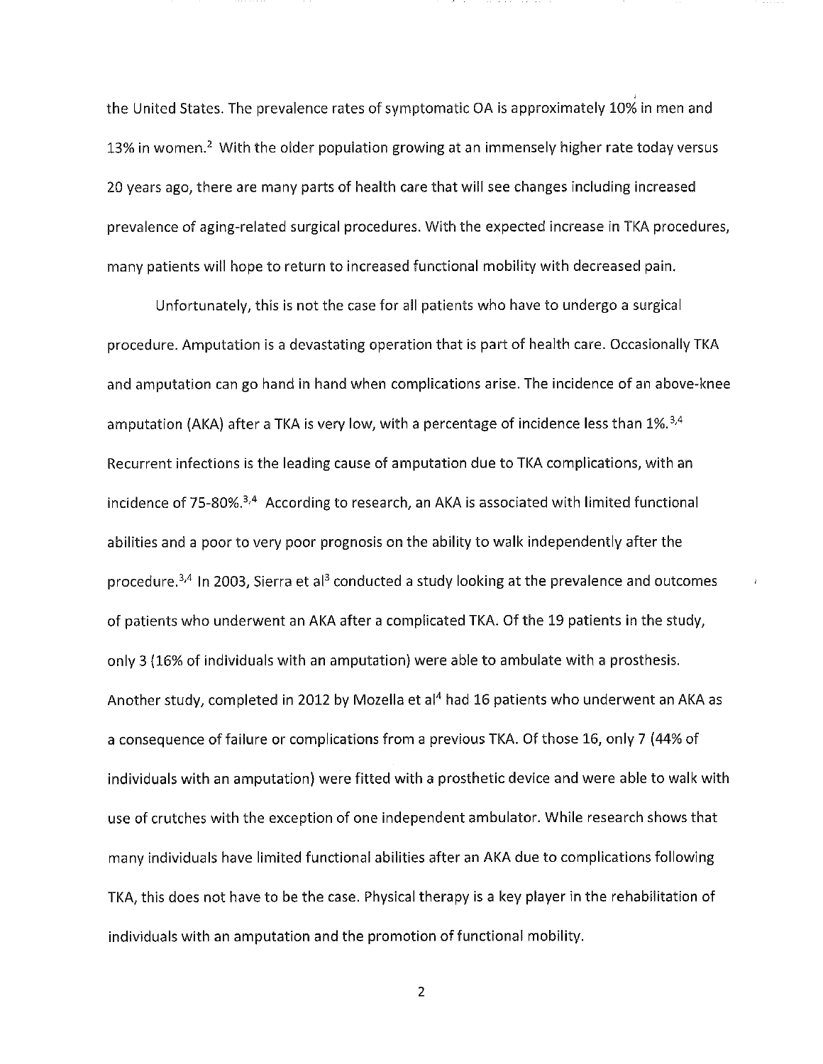the United States. The prevalence rates of symptomatic OA is approximately 10% in men and 13% in women.[2] With the older population growing at an immensely higher rate today versus 20 years ago, there are many parts of health care that will see changes including increased prevalence of aging-related surgical procedures. With the expected increase in TKA procedures, many patients will hope to return to increased functional mobility with decreased pain.

Unfortunately, this is not the case for all patients who have to undergo a surgical procedure. Amputation is a devastating operation that is part of health care. Occasionally TKA and amputation can go hand in hand when complications arise. The incidence of an above-knee amputation (AKA) after a TKA is very low, with a percentage of incidence less than 1%.[3,4] Recurrent infections is the leading cause of amputation due to TKA complications, with an incidence of 75-80%.[3,4] According to research, an AKA is associated with limited functional abilities and a poor to very poor prognosis on the ability to walk independently after the procedure.[3,4] In 2003, Sierra et al[3] conducted a study looking at the prevalence and outcomes of patients who underwent an AKA after a complicated TKA. Of the 19 patients in the study, only 3 (16% of individuals with an amputation) were able to ambulate with a prosthesis. Another study, completed in 2012 by Mozella et al[4] had 16 patients who underwent an AKA as a consequence of failure or complications from a previous TKA. Of those 16, only 7 (44% of individuals with an amputation) were fitted with a prosthetic device and were able to walk with use of crutches with the exception of one independent ambulator. While research shows that many individuals have limited functional abilities after an AKA due to complications following TKA, this does not have to be the case. Physical therapy is a key player in the rehabilitation of individuals with an amputation and the promotion of functional mobility.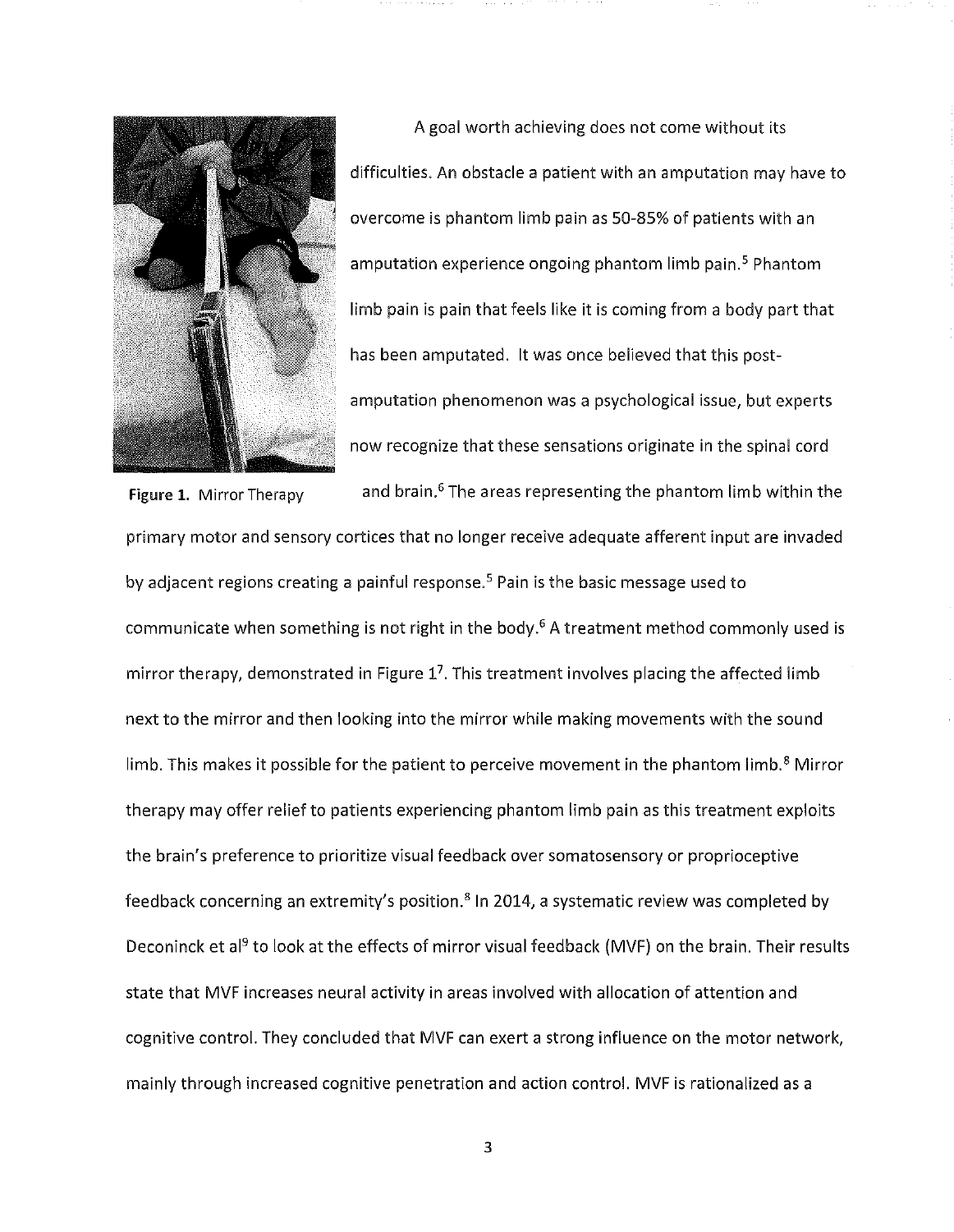Figure 1. Mirror Therapy

A goal worth achieving does not come without its difficulties. An obstacle a patient with an amputation may have to overcome is phantom limb pain as 50-85% of patients with an amputation experience ongoing phantom limb pain.[5] Phantom limb pain is pain that feels like it is coming from a body part that has been amputated. It was once believed that this post-amputation phenomenon was a psychological issue, but experts now recognize that these sensations originate in the spinal cord and brain.[6] The areas representing the phantom limb within the primary motor and sensory cortices that no longer receive adequate afferent input are invaded by adjacent regions creating a painful response.[5] Pain is the basic message used to communicate when something is not right in the body.[6] A treatment method commonly used is mirror therapy, demonstrated in Figure 1[7]. This treatment involves placing the affected limb next to the mirror and then looking into the mirror while making movements with the sound limb. This makes it possible for the patient to perceive movement in the phantom limb.[8] Mirror therapy may offer relief to patients experiencing phantom limb pain as this treatment exploits the brain's preference to prioritize visual feedback over somatosensory or proprioceptive feedback concerning an extremity's position.[8] In 2014, a systematic review was completed by Deconinck et al[9] to look at the effects of mirror visual feedback (MVF) on the brain. Their results state that MVF increases neural activity in areas involved with allocation of attention and cognitive control. They concluded that MVF can exert a strong influence on the motor network, mainly through increased cognitive penetration and action control. MVF is rationalized as a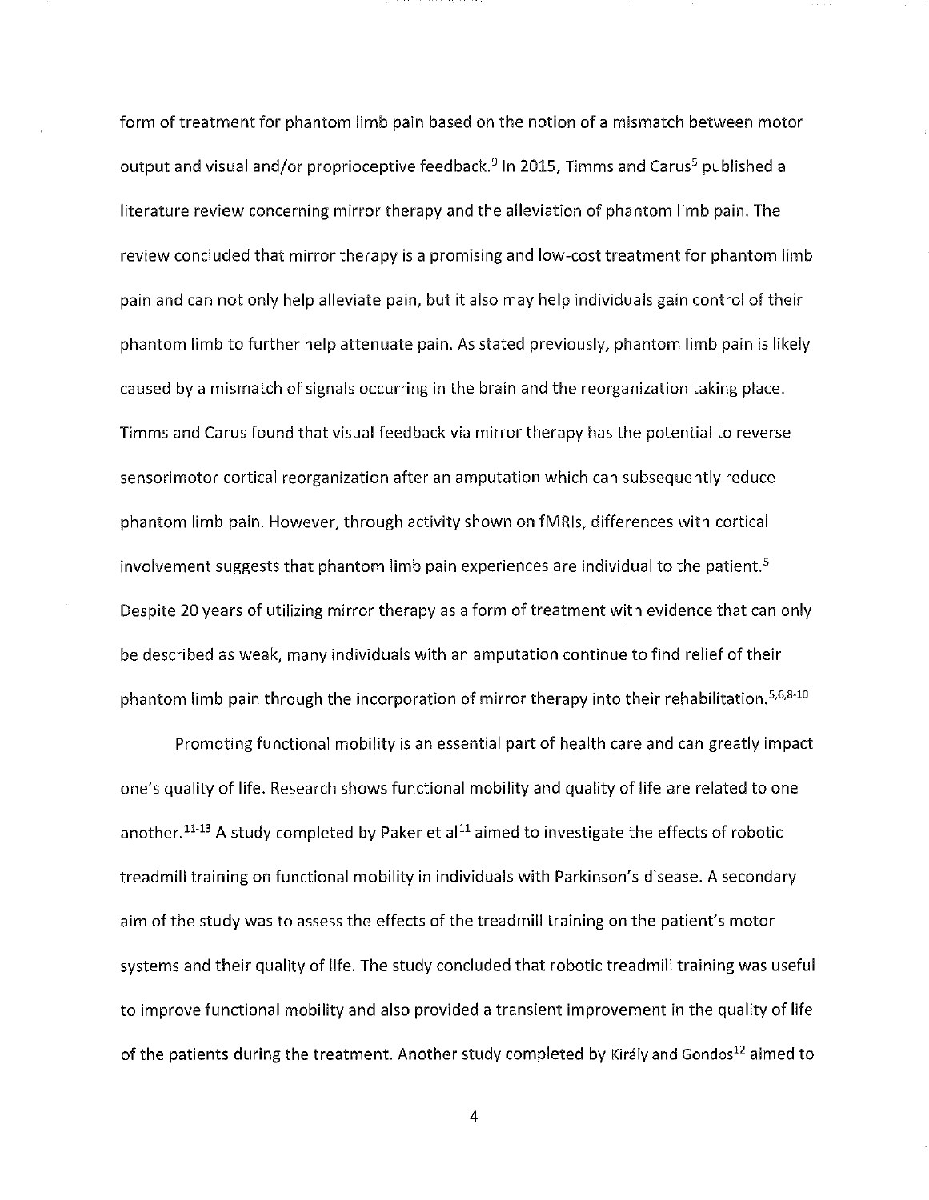form of treatment for phantom limb pain based on the notion of a mismatch between motor output and visual and/or proprioceptive feedback.[9] In 2015, Timms and Carus[5] published a literature review concerning mirror therapy and the alleviation of phantom limb pain. The review concluded that mirror therapy is a promising and low-cost treatment for phantom limb pain and can not only help alleviate pain, but it also may help individuals gain control of their phantom limb to further help attenuate pain. As stated previously, phantom limb pain is likely caused by a mismatch of signals occurring in the brain and the reorganization taking place. Timms and Carus found that visual feedback via mirror therapy has the potential to reverse sensorimotor cortical reorganization after an amputation which can subsequently reduce phantom limb pain. However, through activity shown on fMRIs, differences with cortical involvement suggests that phantom limb pain experiences are individual to the patient.[5] Despite 20 years of utilizing mirror therapy as a form of treatment with evidence that can only be described as weak, many individuals with an amputation continue to find relief of their phantom limb pain through the incorporation of mirror therapy into their rehabilitation.[5,6,8-10]

Promoting functional mobility is an essential part of health care and can greatly impact one's quality of life. Research shows functional mobility and quality of life are related to one another.[11-13] A study completed by Paker et al[11] aimed to investigate the effects of robotic treadmill training on functional mobility in individuals with Parkinson's disease. A secondary aim of the study was to assess the effects of the treadmill training on the patient's motor systems and their quality of life. The study concluded that robotic treadmill training was useful to improve functional mobility and also provided a transient improvement in the quality of life of the patients during the treatment. Another study completed by Király and Gondos[12] aimed to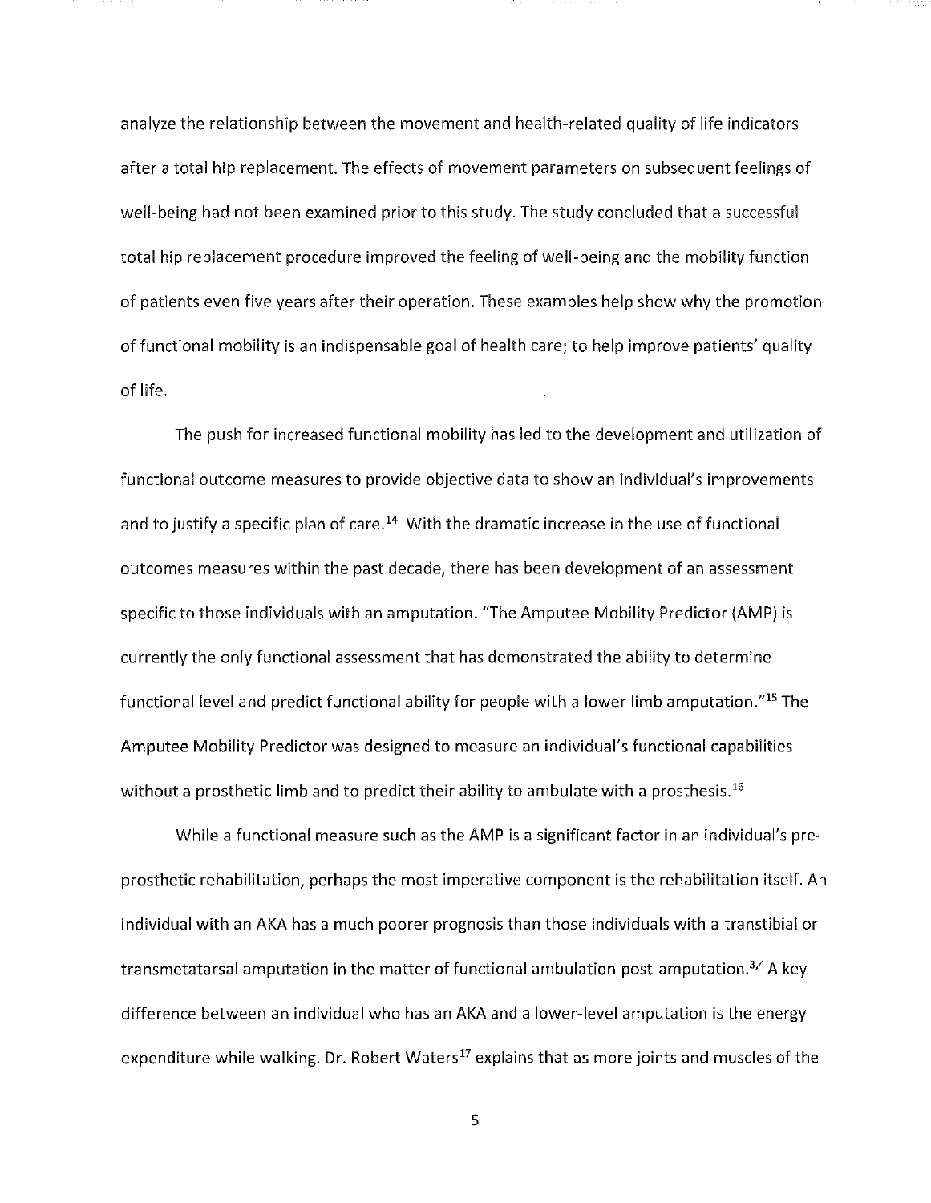analyze the relationship between the movement and health-related quality of life indicators after a total hip replacement. The effects of movement parameters on subsequent feelings of well-being had not been examined prior to this study. The study concluded that a successful total hip replacement procedure improved the feeling of well-being and the mobility function of patients even five years after their operation. These examples help show why the promotion of functional mobility is an indispensable goal of health care; to help improve patients' quality of life.

The push for increased functional mobility has led to the development and utilization of functional outcome measures to provide objective data to show an individual's improvements and to justify a specific plan of care.[14] With the dramatic increase in the use of functional outcomes measures within the past decade, there has been development of an assessment specific to those individuals with an amputation. "The Amputee Mobility Predictor (AMP) is currently the only functional assessment that has demonstrated the ability to determine functional level and predict functional ability for people with a lower limb amputation."[15] The Amputee Mobility Predictor was designed to measure an individual's functional capabilities without a prosthetic limb and to predict their ability to ambulate with a prosthesis.[16]

While a functional measure such as the AMP is a significant factor in an individual's pre-prosthetic rehabilitation, perhaps the most imperative component is the rehabilitation itself. An individual with an AKA has a much poorer prognosis than those individuals with a transtibial or transmetatarsal amputation in the matter of functional ambulation post-amputation.[3,4] A key difference between an individual who has an AKA and a lower-level amputation is the energy expenditure while walking. Dr. Robert Waters[17] explains that as more joints and muscles of the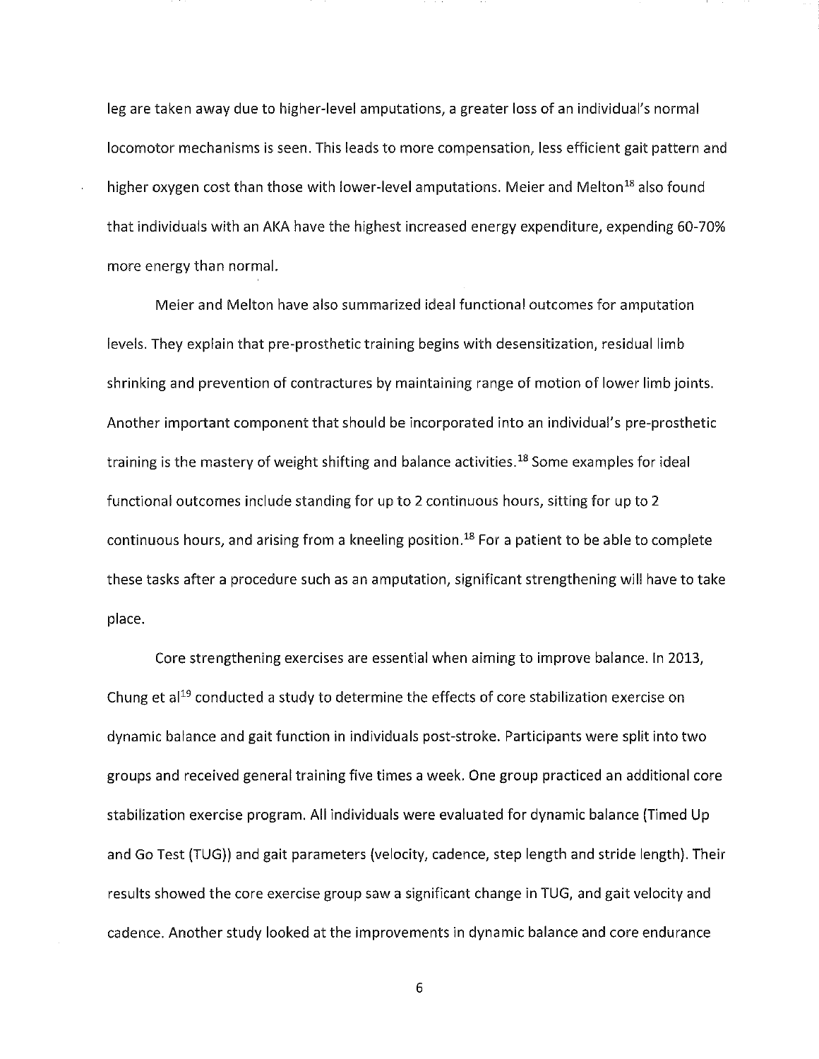leg are taken away due to higher-level amputations, a greater loss of an individual's normal locomotor mechanisms is seen. This leads to more compensation, less efficient gait pattern and higher oxygen cost than those with lower-level amputations. Meier and Melton[18] also found that individuals with an AKA have the highest increased energy expenditure, expending 60-70% more energy than normal.

Meier and Melton have also summarized ideal functional outcomes for amputation levels. They explain that pre-prosthetic training begins with desensitization, residual limb shrinking and prevention of contractures by maintaining range of motion of lower limb joints. Another important component that should be incorporated into an individual's pre-prosthetic training is the mastery of weight shifting and balance activities.[18] Some examples for ideal functional outcomes include standing for up to 2 continuous hours, sitting for up to 2 continuous hours, and arising from a kneeling position.[18] For a patient to be able to complete these tasks after a procedure such as an amputation, significant strengthening will have to take place.

Core strengthening exercises are essential when aiming to improve balance. In 2013, Chung et al[19] conducted a study to determine the effects of core stabilization exercise on dynamic balance and gait function in individuals post-stroke. Participants were split into two groups and received general training five times a week. One group practiced an additional core stabilization exercise program. All individuals were evaluated for dynamic balance (Timed Up and Go Test (TUG)) and gait parameters (velocity, cadence, step length and stride length). Their results showed the core exercise group saw a significant change in TUG, and gait velocity and cadence. Another study looked at the improvements in dynamic balance and core endurance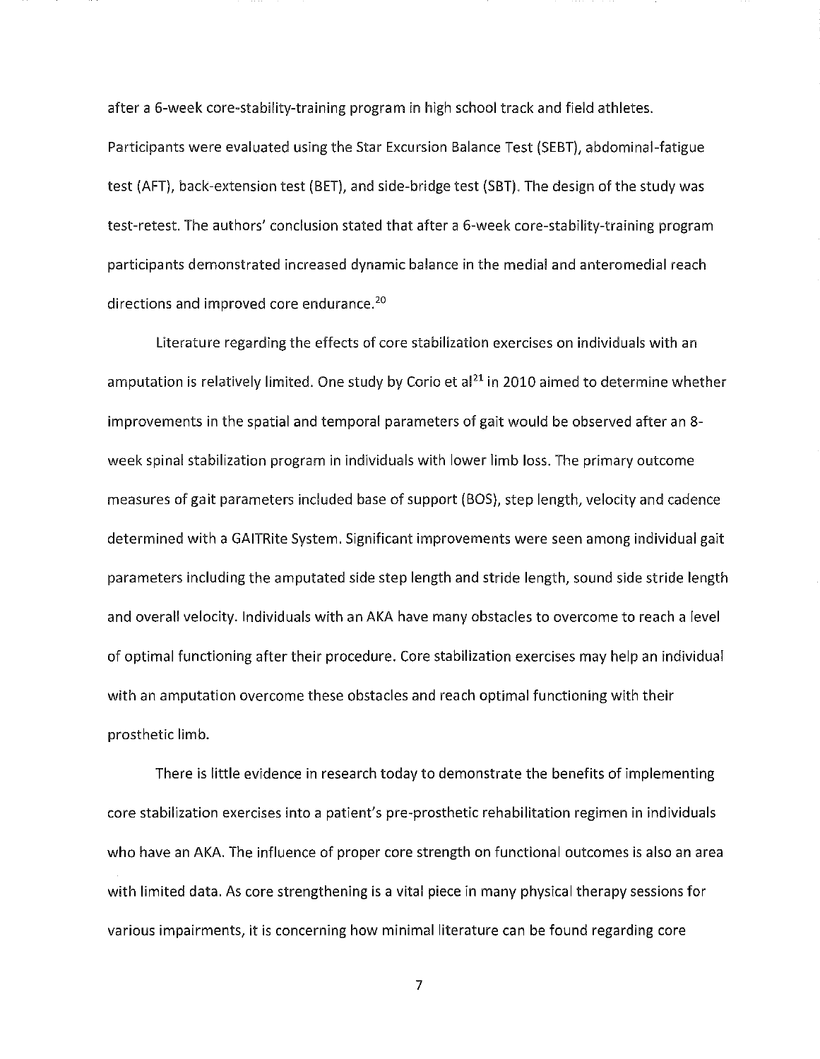after a 6-week core-stability-training program in high school track and field athletes. Participants were evaluated using the Star Excursion Balance Test (SEBT), abdominal-fatigue test (AFT), back-extension test (BET), and side-bridge test (SBT). The design of the study was test-retest. The authors' conclusion stated that after a 6-week core-stability-training program participants demonstrated increased dynamic balance in the medial and anteromedial reach directions and improved core endurance.[20]

Literature regarding the effects of core stabilization exercises on individuals with an amputation is relatively limited. One study by Corio et al[21] in 2010 aimed to determine whether improvements in the spatial and temporal parameters of gait would be observed after an 8-week spinal stabilization program in individuals with lower limb loss. The primary outcome measures of gait parameters included base of support (BOS), step length, velocity and cadence determined with a GAITRite System. Significant improvements were seen among individual gait parameters including the amputated side step length and stride length, sound side stride length and overall velocity. Individuals with an AKA have many obstacles to overcome to reach a level of optimal functioning after their procedure. Core stabilization exercises may help an individual with an amputation overcome these obstacles and reach optimal functioning with their prosthetic limb.

There is little evidence in research today to demonstrate the benefits of implementing core stabilization exercises into a patient's pre-prosthetic rehabilitation regimen in individuals who have an AKA. The influence of proper core strength on functional outcomes is also an area with limited data. As core strengthening is a vital piece in many physical therapy sessions for various impairments, it is concerning how minimal literature can be found regarding core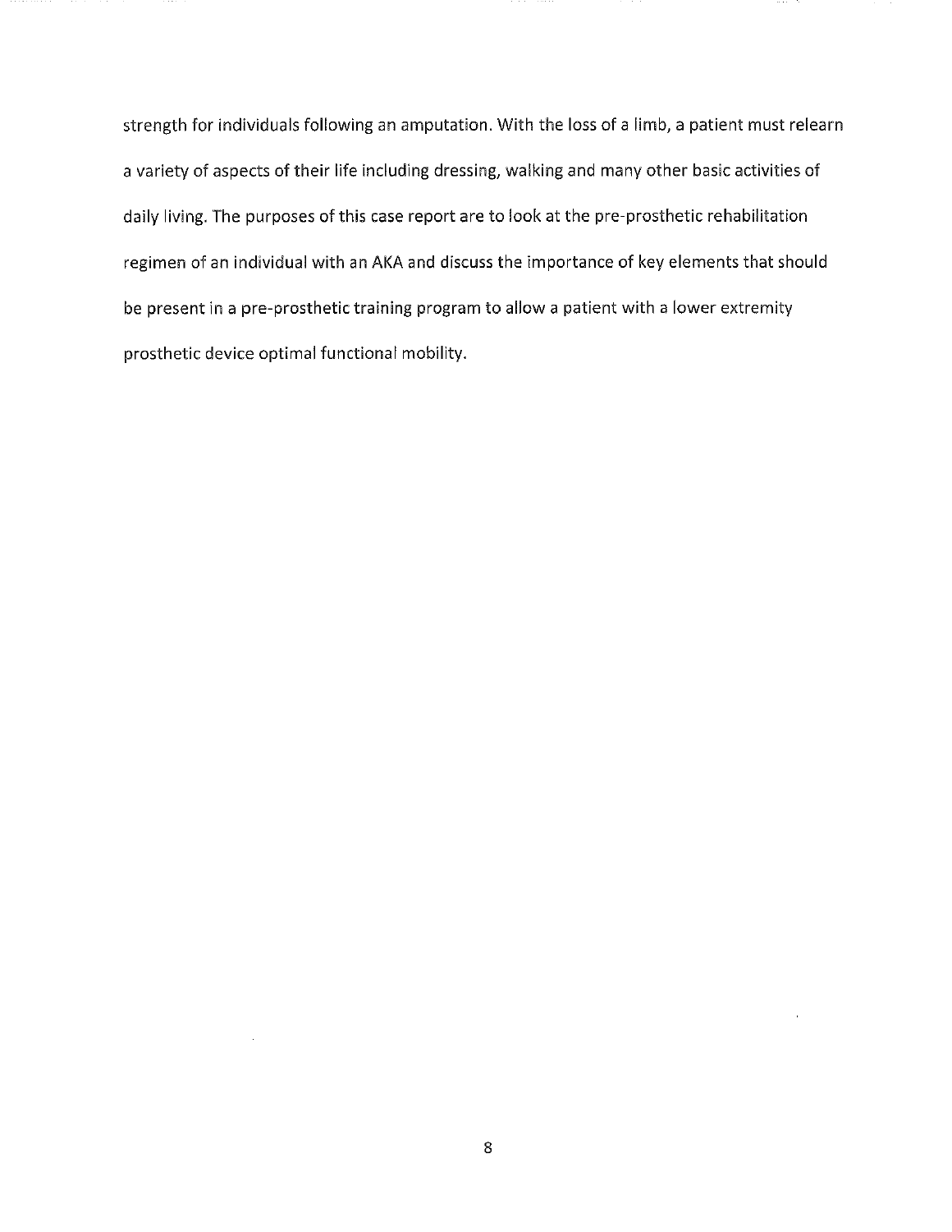strength for individuals following an amputation. With the loss of a limb, a patient must relearn a variety of aspects of their life including dressing, walking and many other basic activities of daily living. The purposes of this case report are to look at the pre-prosthetic rehabilitation regimen of an individual with an AKA and discuss the importance of key elements that should be present in a pre-prosthetic training program to allow a patient with a lower extremity prosthetic device optimal functional mobility.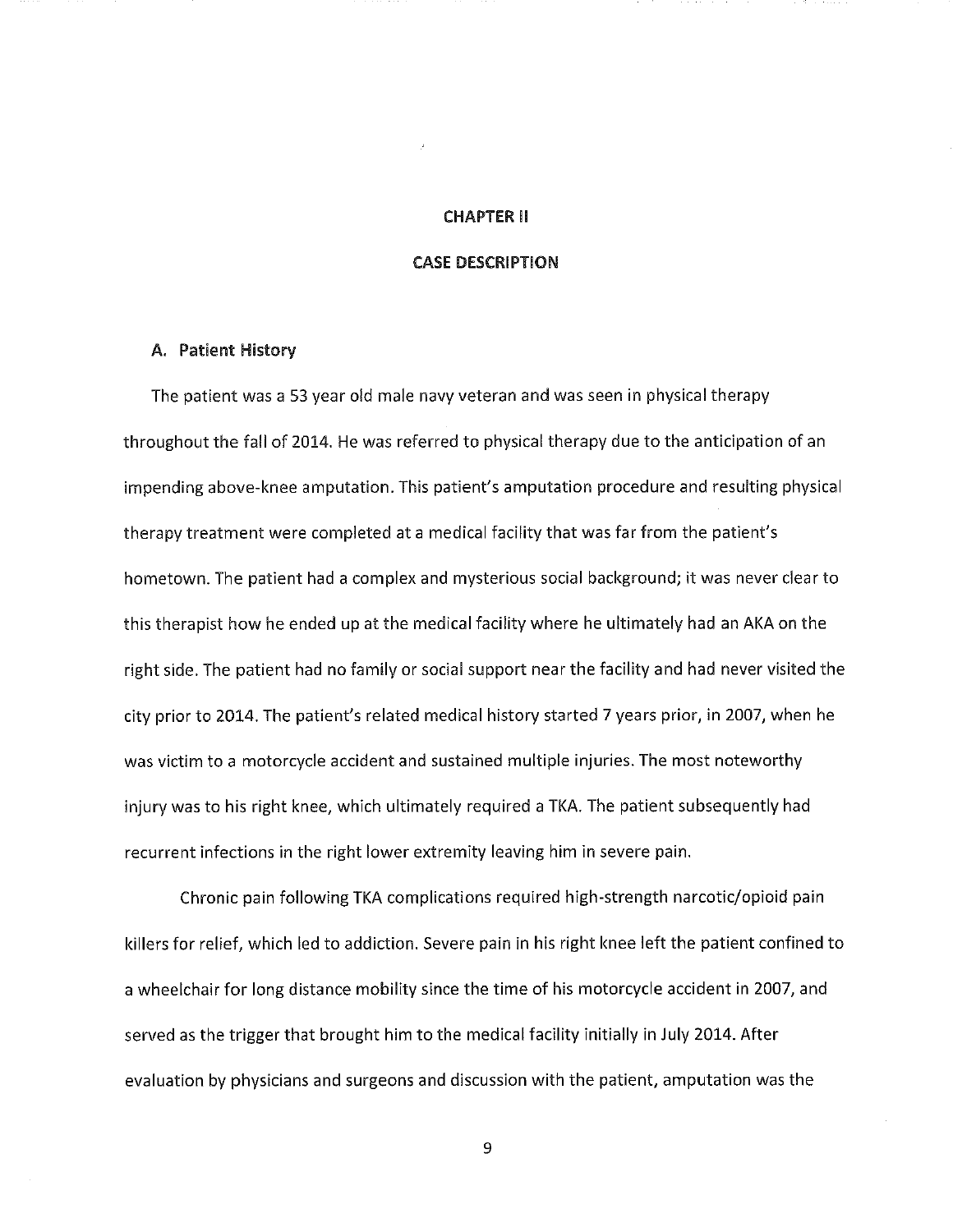# CHAPTER II

# CASE DESCRIPTION

## A. Patient History

The patient was a 53 year old male navy veteran and was seen in physical therapy throughout the fall of 2014. He was referred to physical therapy due to the anticipation of an impending above-knee amputation. This patient's amputation procedure and resulting physical therapy treatment were completed at a medical facility that was far from the patient's hometown. The patient had a complex and mysterious social background; it was never clear to this therapist how he ended up at the medical facility where he ultimately had an AKA on the right side. The patient had no family or social support near the facility and had never visited the city prior to 2014. The patient's related medical history started 7 years prior, in 2007, when he was victim to a motorcycle accident and sustained multiple injuries. The most noteworthy injury was to his right knee, which ultimately required a TKA. The patient subsequently had recurrent infections in the right lower extremity leaving him in severe pain.

Chronic pain following TKA complications required high-strength narcotic/opioid pain killers for relief, which led to addiction. Severe pain in his right knee left the patient confined to a wheelchair for long distance mobility since the time of his motorcycle accident in 2007, and served as the trigger that brought him to the medical facility initially in July 2014. After evaluation by physicians and surgeons and discussion with the patient, amputation was the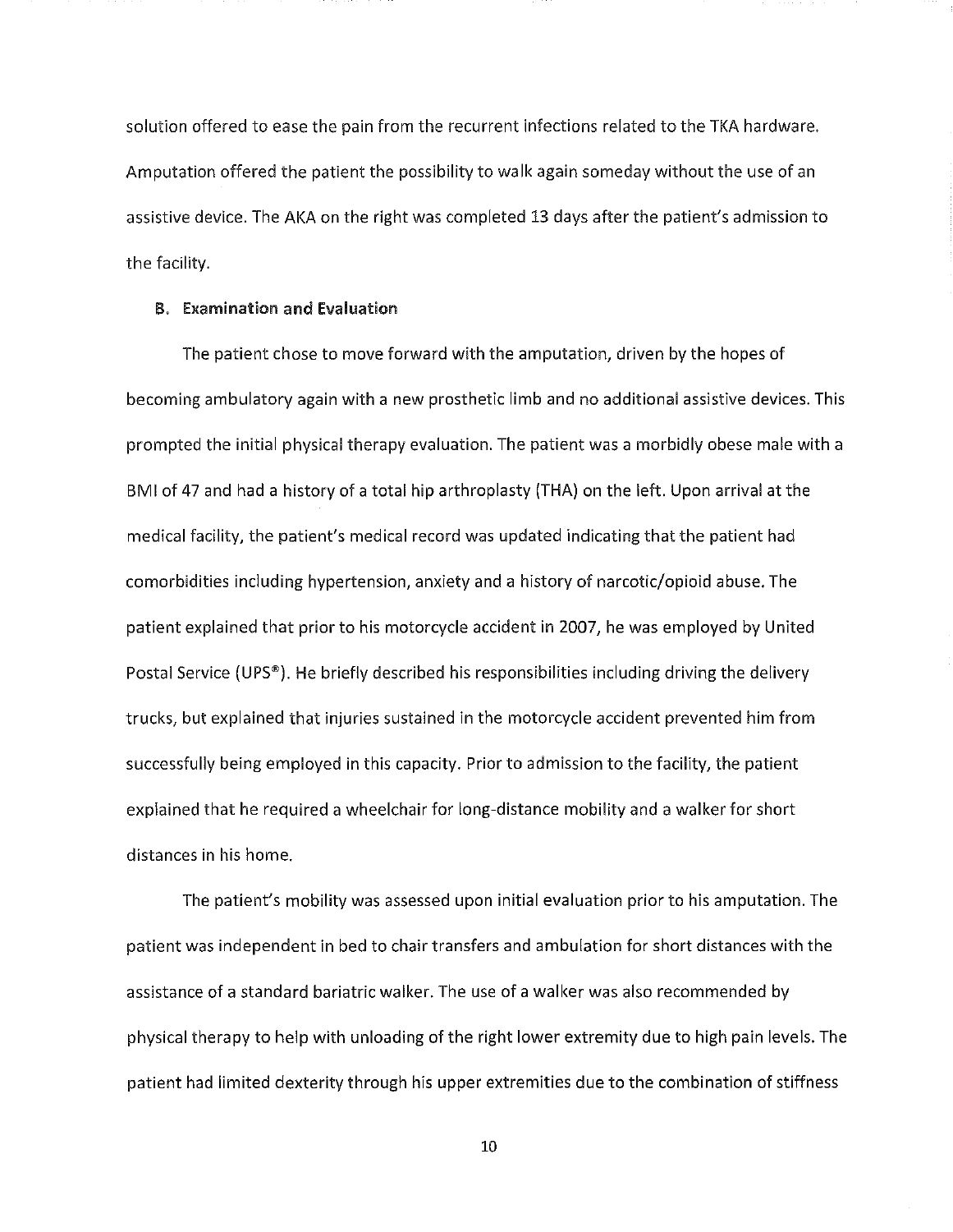solution offered to ease the pain from the recurrent infections related to the TKA hardware. Amputation offered the patient the possibility to walk again someday without the use of an assistive device. The AKA on the right was completed 13 days after the patient's admission to the facility.

### B. Examination and Evaluation

The patient chose to move forward with the amputation, driven by the hopes of becoming ambulatory again with a new prosthetic limb and no additional assistive devices. This prompted the initial physical therapy evaluation. The patient was a morbidly obese male with a BMI of 47 and had a history of a total hip arthroplasty (THA) on the left. Upon arrival at the medical facility, the patient's medical record was updated indicating that the patient had comorbidities including hypertension, anxiety and a history of narcotic/opioid abuse. The patient explained that prior to his motorcycle accident in 2007, he was employed by United Postal Service (UPS®). He briefly described his responsibilities including driving the delivery trucks, but explained that injuries sustained in the motorcycle accident prevented him from successfully being employed in this capacity. Prior to admission to the facility, the patient explained that he required a wheelchair for long-distance mobility and a walker for short distances in his home.

The patient's mobility was assessed upon initial evaluation prior to his amputation. The patient was independent in bed to chair transfers and ambulation for short distances with the assistance of a standard bariatric walker. The use of a walker was also recommended by physical therapy to help with unloading of the right lower extremity due to high pain levels. The patient had limited dexterity through his upper extremities due to the combination of stiffness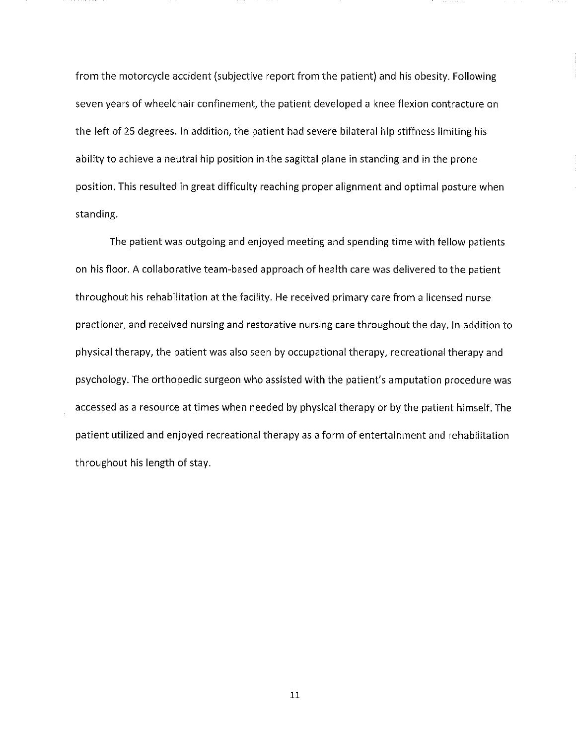from the motorcycle accident (subjective report from the patient) and his obesity. Following seven years of wheelchair confinement, the patient developed a knee flexion contracture on the left of 25 degrees. In addition, the patient had severe bilateral hip stiffness limiting his ability to achieve a neutral hip position in the sagittal plane in standing and in the prone position. This resulted in great difficulty reaching proper alignment and optimal posture when standing.

The patient was outgoing and enjoyed meeting and spending time with fellow patients on his floor. A collaborative team-based approach of health care was delivered to the patient throughout his rehabilitation at the facility. He received primary care from a licensed nurse practioner, and received nursing and restorative nursing care throughout the day. In addition to physical therapy, the patient was also seen by occupational therapy, recreational therapy and psychology. The orthopedic surgeon who assisted with the patient's amputation procedure was accessed as a resource at times when needed by physical therapy or by the patient himself. The patient utilized and enjoyed recreational therapy as a form of entertainment and rehabilitation throughout his length of stay.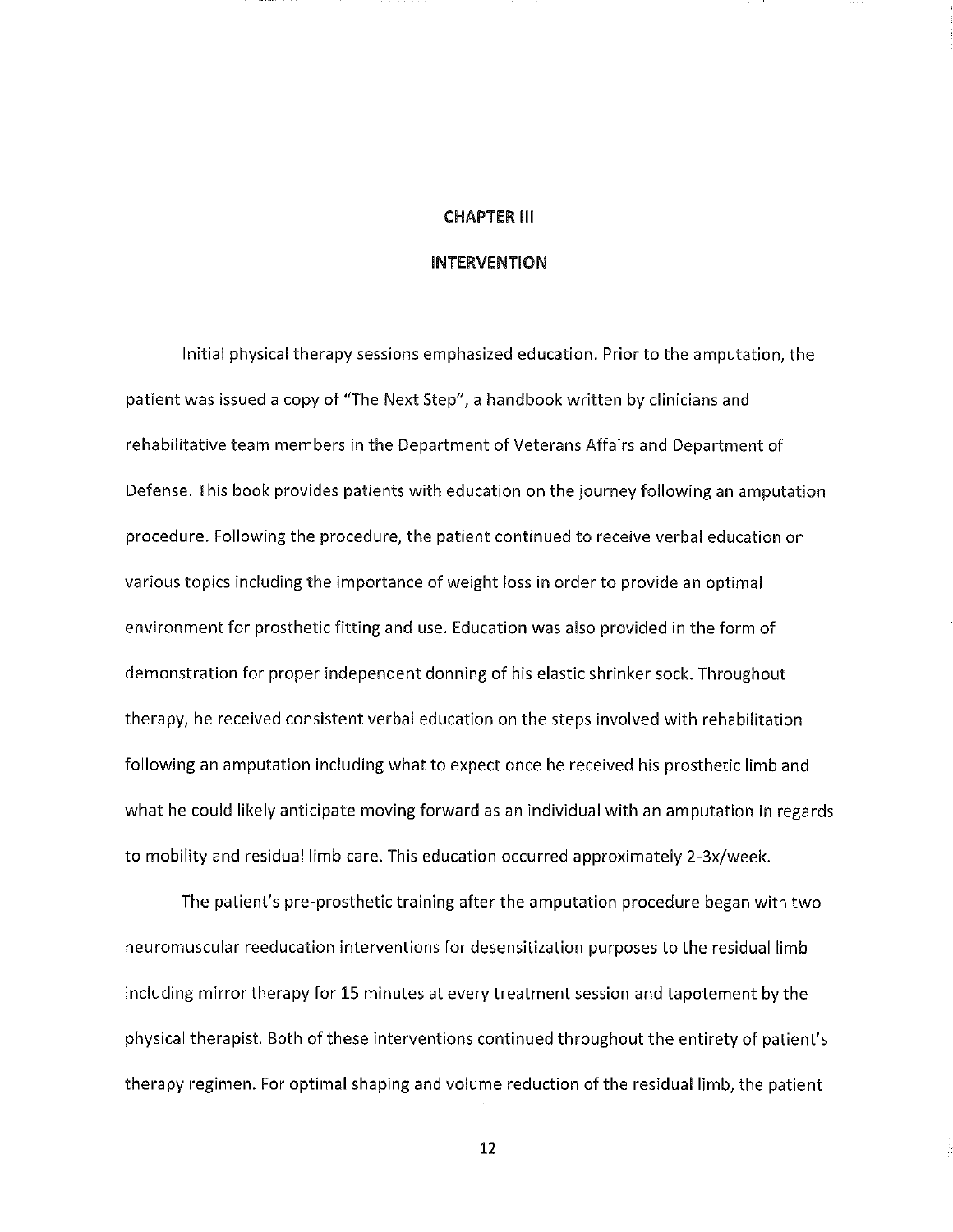# CHAPTER III

## INTERVENTION

Initial physical therapy sessions emphasized education. Prior to the amputation, the patient was issued a copy of "The Next Step", a handbook written by clinicians and rehabilitative team members in the Department of Veterans Affairs and Department of Defense. This book provides patients with education on the journey following an amputation procedure. Following the procedure, the patient continued to receive verbal education on various topics including the importance of weight loss in order to provide an optimal environment for prosthetic fitting and use. Education was also provided in the form of demonstration for proper independent donning of his elastic shrinker sock. Throughout therapy, he received consistent verbal education on the steps involved with rehabilitation following an amputation including what to expect once he received his prosthetic limb and what he could likely anticipate moving forward as an individual with an amputation in regards to mobility and residual limb care. This education occurred approximately 2-3x/week.

The patient's pre-prosthetic training after the amputation procedure began with two neuromuscular reeducation interventions for desensitization purposes to the residual limb including mirror therapy for 15 minutes at every treatment session and tapotement by the physical therapist. Both of these interventions continued throughout the entirety of patient's therapy regimen. For optimal shaping and volume reduction of the residual limb, the patient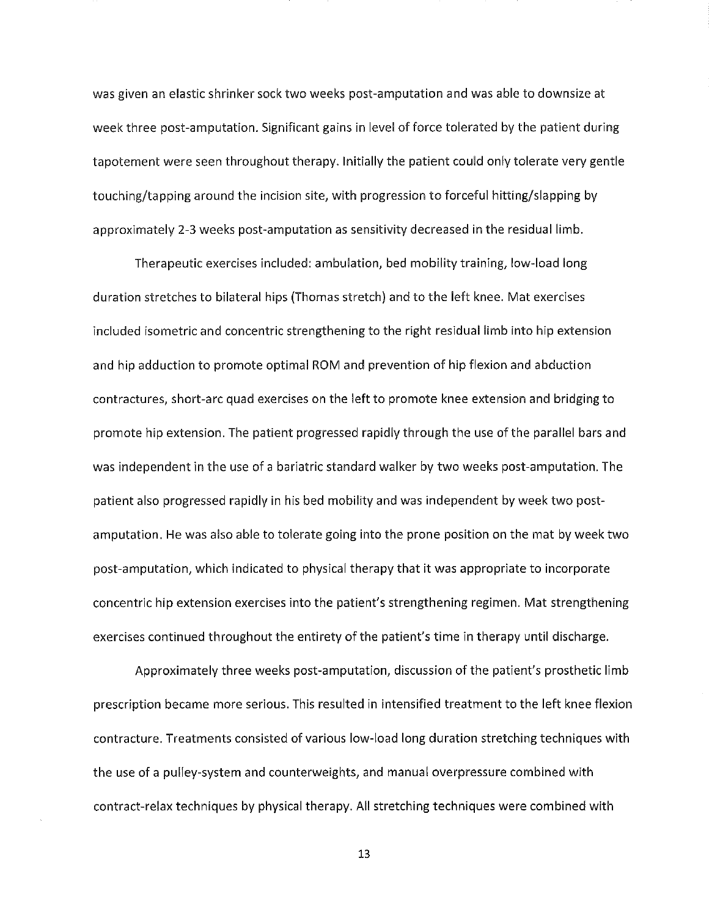was given an elastic shrinker sock two weeks post-amputation and was able to downsize at week three post-amputation. Significant gains in level of force tolerated by the patient during tapotement were seen throughout therapy. Initially the patient could only tolerate very gentle touching/tapping around the incision site, with progression to forceful hitting/slapping by approximately 2-3 weeks post-amputation as sensitivity decreased in the residual limb.

Therapeutic exercises included: ambulation, bed mobility training, low-load long duration stretches to bilateral hips (Thomas stretch) and to the left knee. Mat exercises included isometric and concentric strengthening to the right residual limb into hip extension and hip adduction to promote optimal ROM and prevention of hip flexion and abduction contractures, short-arc quad exercises on the left to promote knee extension and bridging to promote hip extension. The patient progressed rapidly through the use of the parallel bars and was independent in the use of a bariatric standard walker by two weeks post-amputation. The patient also progressed rapidly in his bed mobility and was independent by week two post-amputation. He was also able to tolerate going into the prone position on the mat by week two post-amputation, which indicated to physical therapy that it was appropriate to incorporate concentric hip extension exercises into the patient's strengthening regimen. Mat strengthening exercises continued throughout the entirety of the patient's time in therapy until discharge.

Approximately three weeks post-amputation, discussion of the patient's prosthetic limb prescription became more serious. This resulted in intensified treatment to the left knee flexion contracture. Treatments consisted of various low-load long duration stretching techniques with the use of a pulley-system and counterweights, and manual overpressure combined with contract-relax techniques by physical therapy. All stretching techniques were combined with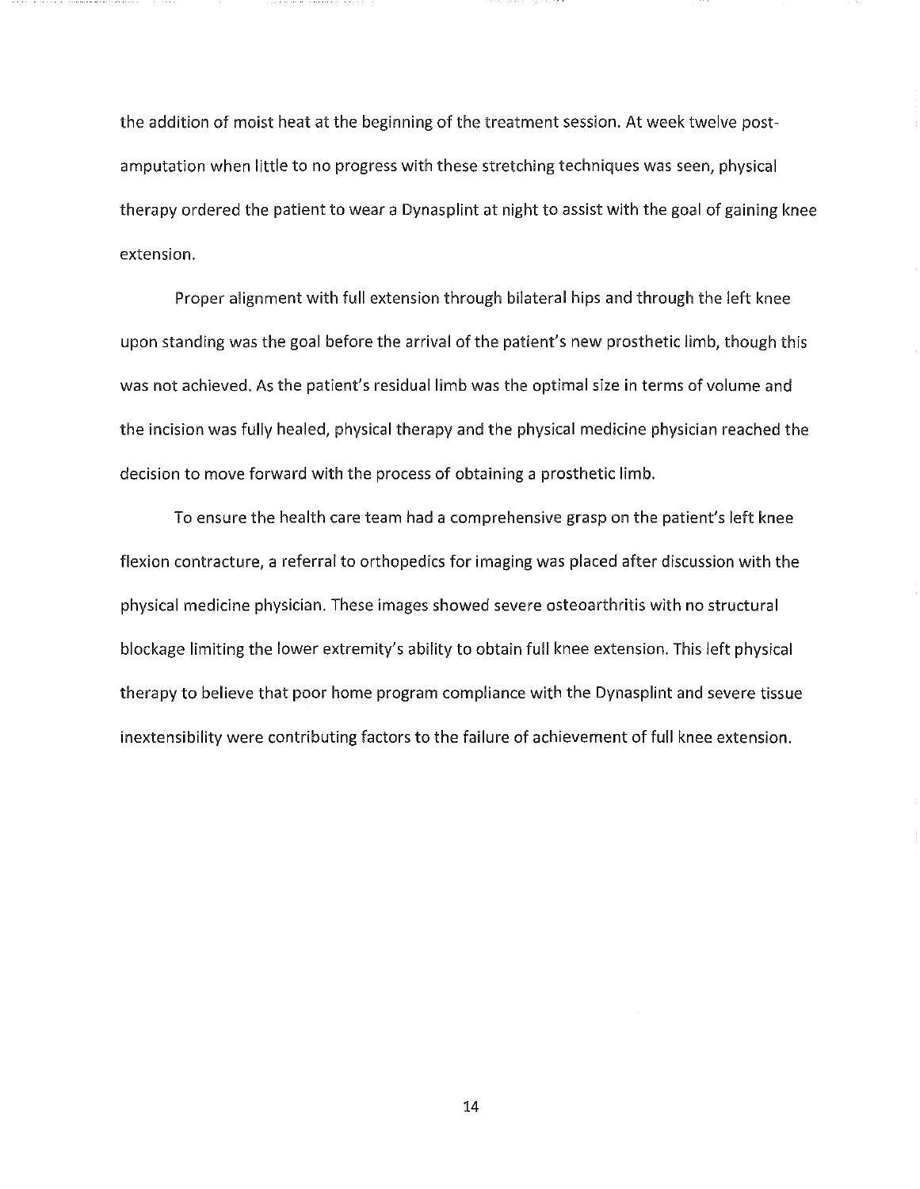the addition of moist heat at the beginning of the treatment session. At week twelve post-amputation when little to no progress with these stretching techniques was seen, physical therapy ordered the patient to wear a Dynasplint at night to assist with the goal of gaining knee extension.

Proper alignment with full extension through bilateral hips and through the left knee upon standing was the goal before the arrival of the patient's new prosthetic limb, though this was not achieved. As the patient's residual limb was the optimal size in terms of volume and the incision was fully healed, physical therapy and the physical medicine physician reached the decision to move forward with the process of obtaining a prosthetic limb.

To ensure the health care team had a comprehensive grasp on the patient's left knee flexion contracture, a referral to orthopedics for imaging was placed after discussion with the physical medicine physician. These images showed severe osteoarthritis with no structural blockage limiting the lower extremity's ability to obtain full knee extension. This left physical therapy to believe that poor home program compliance with the Dynasplint and severe tissue inextensibility were contributing factors to the failure of achievement of full knee extension.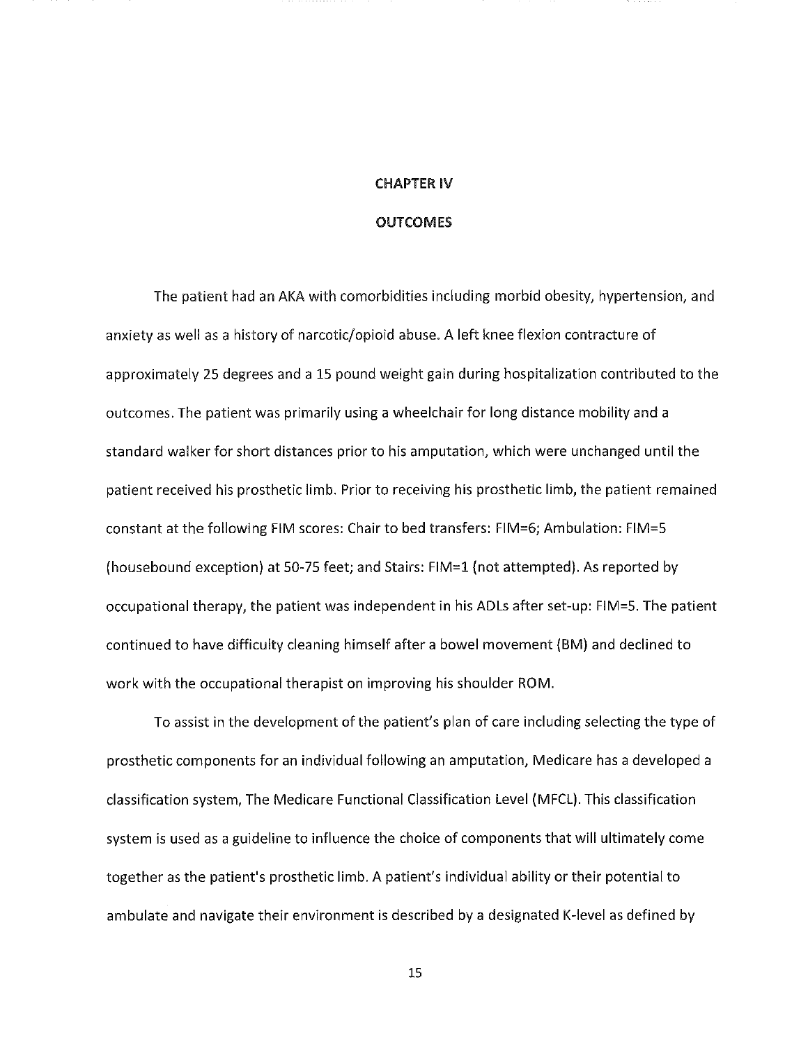# CHAPTER IV

# OUTCOMES

The patient had an AKA with comorbidities including morbid obesity, hypertension, and anxiety as well as a history of narcotic/opioid abuse. A left knee flexion contracture of approximately 25 degrees and a 15 pound weight gain during hospitalization contributed to the outcomes. The patient was primarily using a wheelchair for long distance mobility and a standard walker for short distances prior to his amputation, which were unchanged until the patient received his prosthetic limb. Prior to receiving his prosthetic limb, the patient remained constant at the following FIM scores: Chair to bed transfers: FIM=6; Ambulation: FIM=5 (housebound exception) at 50-75 feet; and Stairs: FIM=1 (not attempted). As reported by occupational therapy, the patient was independent in his ADLs after set-up: FIM=5. The patient continued to have difficulty cleaning himself after a bowel movement (BM) and declined to work with the occupational therapist on improving his shoulder ROM.

To assist in the development of the patient's plan of care including selecting the type of prosthetic components for an individual following an amputation, Medicare has a developed a classification system, The Medicare Functional Classification Level (MFCL). This classification system is used as a guideline to influence the choice of components that will ultimately come together as the patient's prosthetic limb. A patient's individual ability or their potential to ambulate and navigate their environment is described by a designated K-level as defined by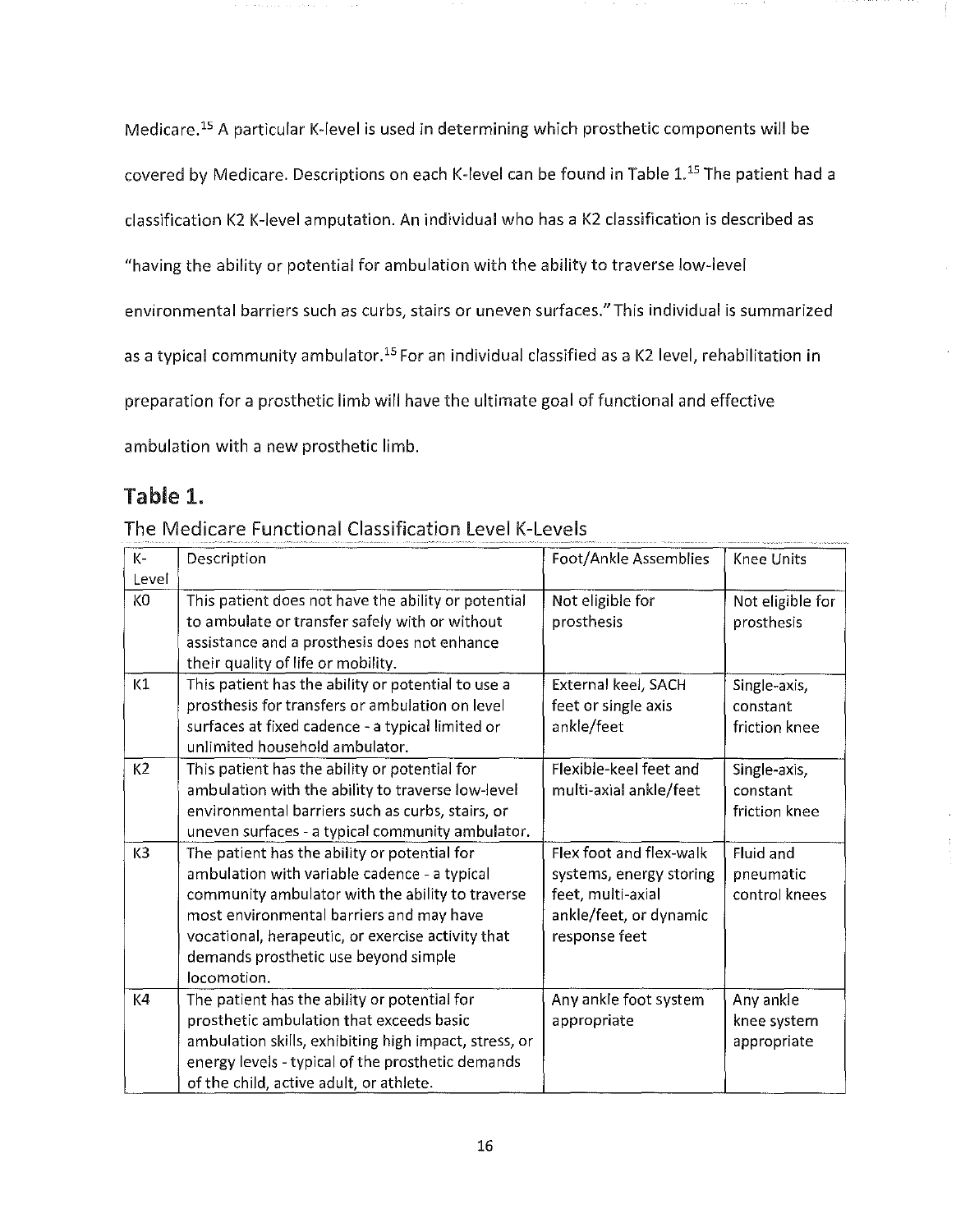Medicare.[15] A particular K-level is used in determining which prosthetic components will be covered by Medicare. Descriptions on each K-level can be found in Table 1.[15] The patient had a classification K2 K-level amputation. An individual who has a K2 classification is described as "having the ability or potential for ambulation with the ability to traverse low-level environmental barriers such as curbs, stairs or uneven surfaces." This individual is summarized as a typical community ambulator.[15] For an individual classified as a K2 level, rehabilitation in preparation for a prosthetic limb will have the ultimate goal of functional and effective ambulation with a new prosthetic limb.

## Table 1.

The Medicare Functional Classification Level K-Levels

| K-Level | Description | Foot/Ankle Assemblies | Knee Units |
|---|---|---|---|
| K0 | This patient does not have the ability or potential to ambulate or transfer safely with or without assistance and a prosthesis does not enhance their quality of life or mobility. | Not eligible for prosthesis | Not eligible for prosthesis |
| K1 | This patient has the ability or potential to use a prosthesis for transfers or ambulation on level surfaces at fixed cadence - a typical limited or unlimited household ambulator. | External keel, SACH feet or single axis ankle/feet | Single-axis, constant friction knee |
| K2 | This patient has the ability or potential for ambulation with the ability to traverse low-level environmental barriers such as curbs, stairs, or uneven surfaces - a typical community ambulator. | Flexible-keel feet and multi-axial ankle/feet | Single-axis, constant friction knee |
| K3 | The patient has the ability or potential for ambulation with variable cadence - a typical community ambulator with the ability to traverse most environmental barriers and may have vocational, herapeutic, or exercise activity that demands prosthetic use beyond simple locomotion. | Flex foot and flex-walk systems, energy storing feet, multi-axial ankle/feet, or dynamic response feet | Fluid and pneumatic control knees |
| K4 | The patient has the ability or potential for prosthetic ambulation that exceeds basic ambulation skills, exhibiting high impact, stress, or energy levels - typical of the prosthetic demands of the child, active adult, or athlete. | Any ankle foot system appropriate | Any ankle knee system appropriate |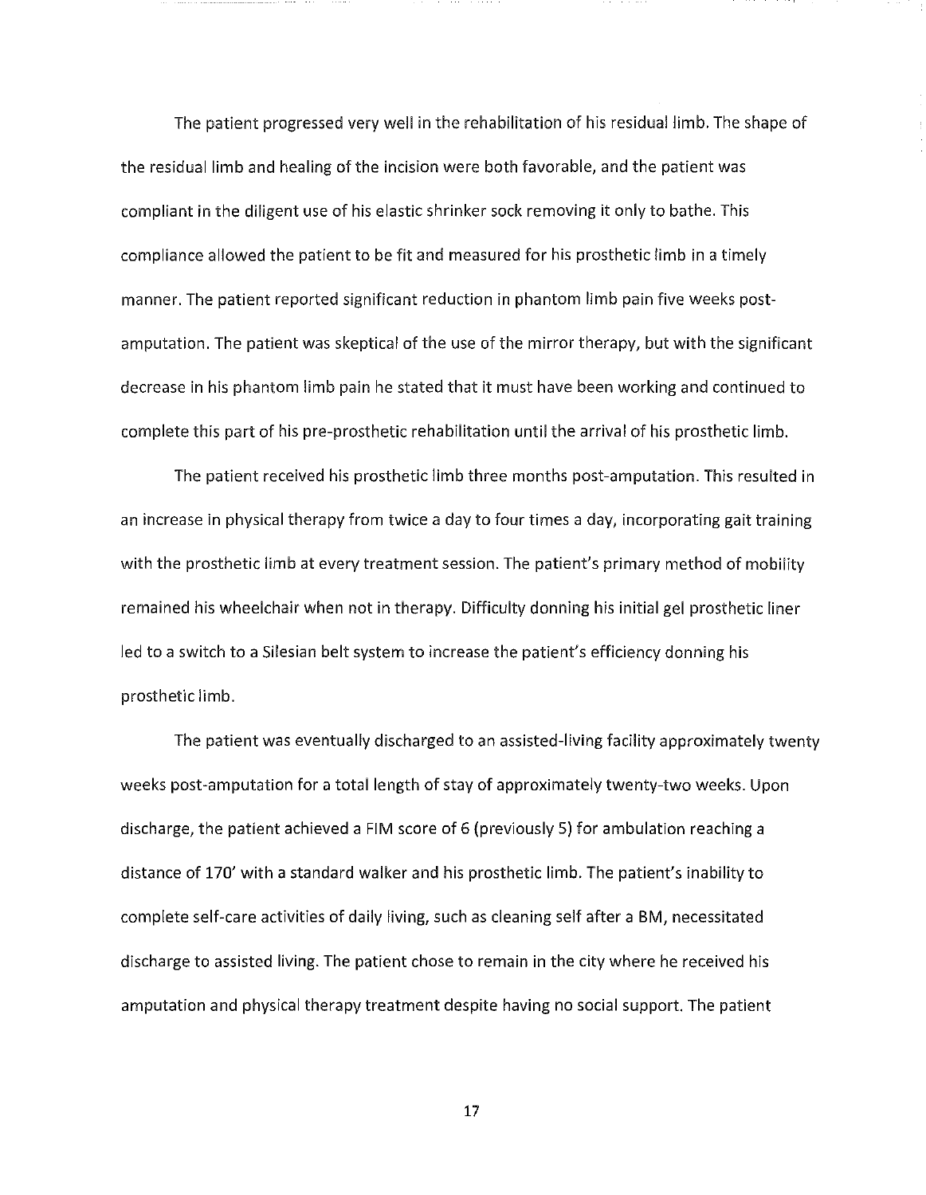The patient progressed very well in the rehabilitation of his residual limb. The shape of the residual limb and healing of the incision were both favorable, and the patient was compliant in the diligent use of his elastic shrinker sock removing it only to bathe. This compliance allowed the patient to be fit and measured for his prosthetic limb in a timely manner. The patient reported significant reduction in phantom limb pain five weeks post-amputation. The patient was skeptical of the use of the mirror therapy, but with the significant decrease in his phantom limb pain he stated that it must have been working and continued to complete this part of his pre-prosthetic rehabilitation until the arrival of his prosthetic limb.

The patient received his prosthetic limb three months post-amputation. This resulted in an increase in physical therapy from twice a day to four times a day, incorporating gait training with the prosthetic limb at every treatment session. The patient's primary method of mobility remained his wheelchair when not in therapy. Difficulty donning his initial gel prosthetic liner led to a switch to a Silesian belt system to increase the patient's efficiency donning his prosthetic limb.

The patient was eventually discharged to an assisted-living facility approximately twenty weeks post-amputation for a total length of stay of approximately twenty-two weeks. Upon discharge, the patient achieved a FIM score of 6 (previously 5) for ambulation reaching a distance of 170' with a standard walker and his prosthetic limb. The patient's inability to complete self-care activities of daily living, such as cleaning self after a BM, necessitated discharge to assisted living. The patient chose to remain in the city where he received his amputation and physical therapy treatment despite having no social support. The patient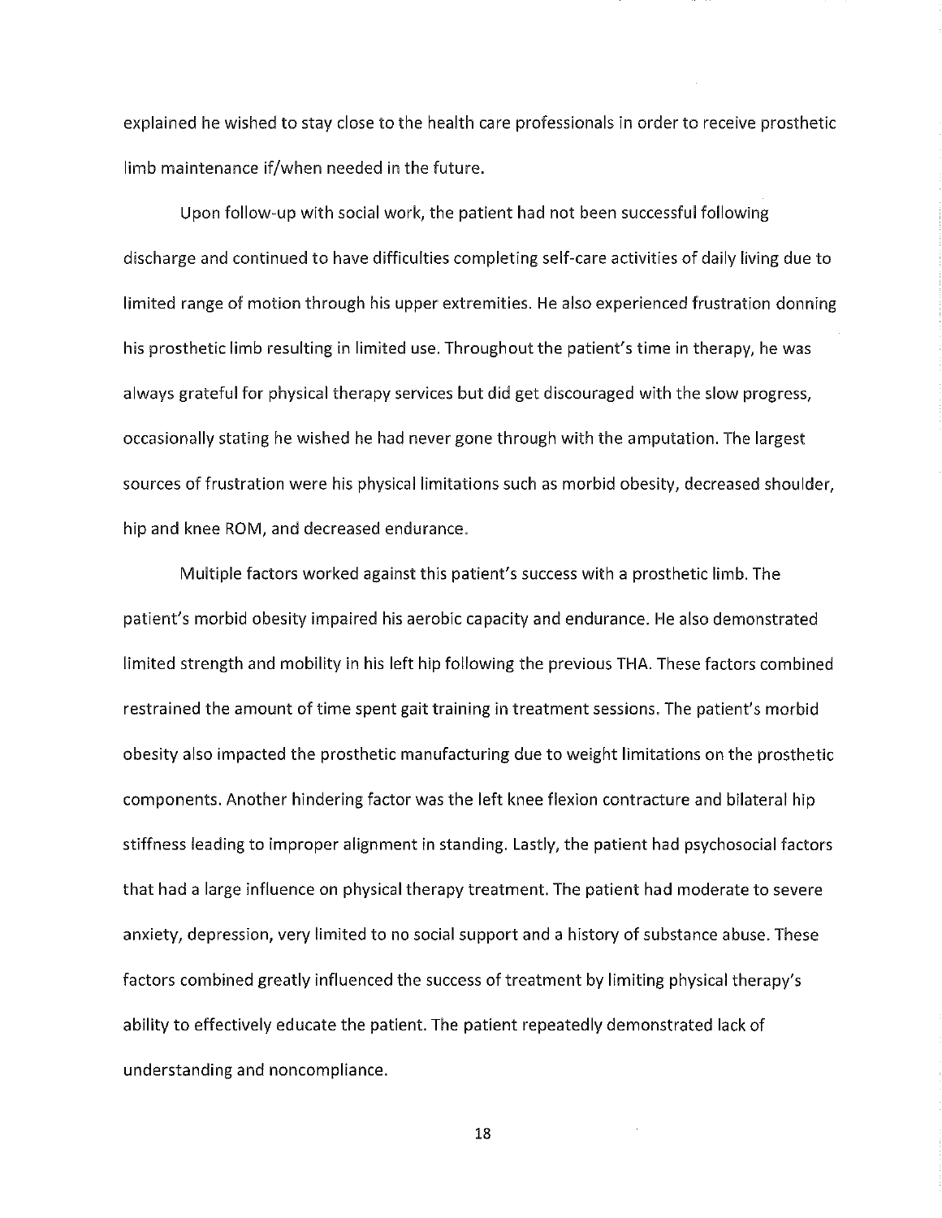explained he wished to stay close to the health care professionals in order to receive prosthetic limb maintenance if/when needed in the future.

Upon follow-up with social work, the patient had not been successful following discharge and continued to have difficulties completing self-care activities of daily living due to limited range of motion through his upper extremities. He also experienced frustration donning his prosthetic limb resulting in limited use. Throughout the patient's time in therapy, he was always grateful for physical therapy services but did get discouraged with the slow progress, occasionally stating he wished he had never gone through with the amputation. The largest sources of frustration were his physical limitations such as morbid obesity, decreased shoulder, hip and knee ROM, and decreased endurance.

Multiple factors worked against this patient's success with a prosthetic limb. The patient's morbid obesity impaired his aerobic capacity and endurance. He also demonstrated limited strength and mobility in his left hip following the previous THA. These factors combined restrained the amount of time spent gait training in treatment sessions. The patient's morbid obesity also impacted the prosthetic manufacturing due to weight limitations on the prosthetic components. Another hindering factor was the left knee flexion contracture and bilateral hip stiffness leading to improper alignment in standing. Lastly, the patient had psychosocial factors that had a large influence on physical therapy treatment. The patient had moderate to severe anxiety, depression, very limited to no social support and a history of substance abuse. These factors combined greatly influenced the success of treatment by limiting physical therapy's ability to effectively educate the patient. The patient repeatedly demonstrated lack of understanding and noncompliance.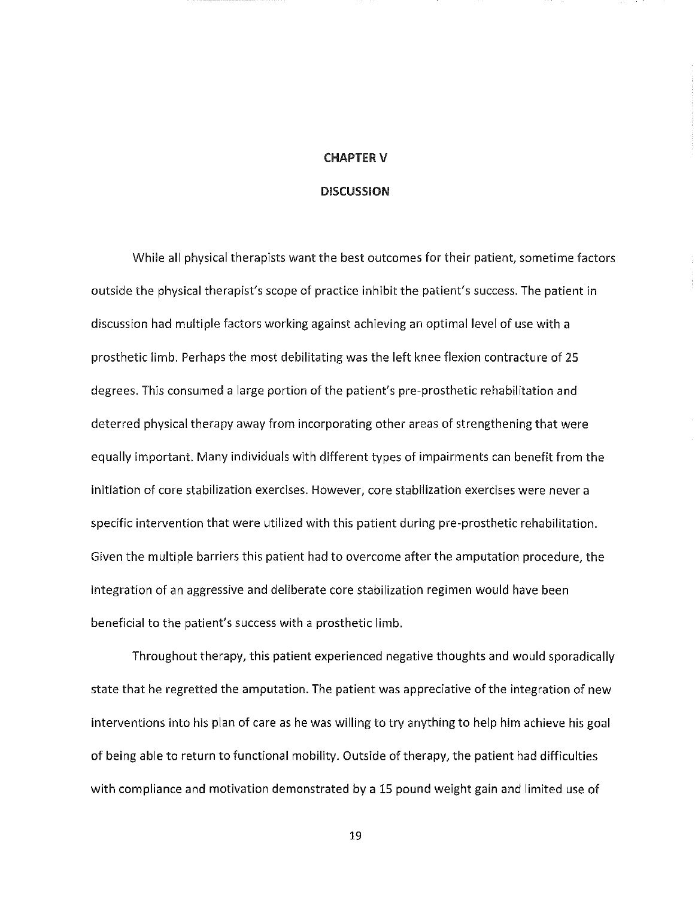# CHAPTER V

# DISCUSSION

While all physical therapists want the best outcomes for their patient, sometime factors outside the physical therapist's scope of practice inhibit the patient's success. The patient in discussion had multiple factors working against achieving an optimal level of use with a prosthetic limb. Perhaps the most debilitating was the left knee flexion contracture of 25 degrees. This consumed a large portion of the patient's pre-prosthetic rehabilitation and deterred physical therapy away from incorporating other areas of strengthening that were equally important. Many individuals with different types of impairments can benefit from the initiation of core stabilization exercises. However, core stabilization exercises were never a specific intervention that were utilized with this patient during pre-prosthetic rehabilitation. Given the multiple barriers this patient had to overcome after the amputation procedure, the integration of an aggressive and deliberate core stabilization regimen would have been beneficial to the patient's success with a prosthetic limb.

Throughout therapy, this patient experienced negative thoughts and would sporadically state that he regretted the amputation. The patient was appreciative of the integration of new interventions into his plan of care as he was willing to try anything to help him achieve his goal of being able to return to functional mobility. Outside of therapy, the patient had difficulties with compliance and motivation demonstrated by a 15 pound weight gain and limited use of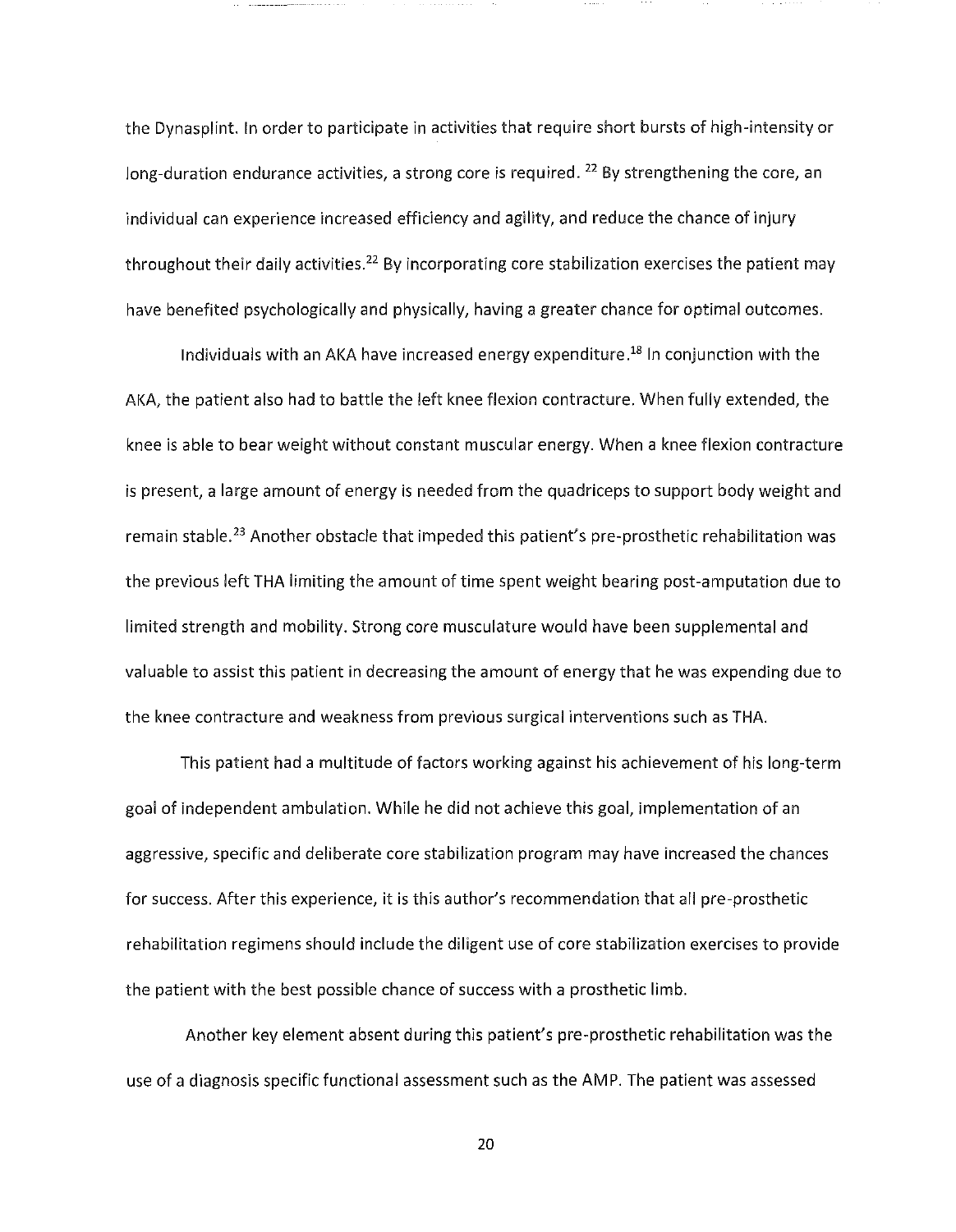the Dynasplint. In order to participate in activities that require short bursts of high-intensity or long-duration endurance activities, a strong core is required. [22] By strengthening the core, an individual can experience increased efficiency and agility, and reduce the chance of injury throughout their daily activities.[22] By incorporating core stabilization exercises the patient may have benefited psychologically and physically, having a greater chance for optimal outcomes.

Individuals with an AKA have increased energy expenditure.[18] In conjunction with the AKA, the patient also had to battle the left knee flexion contracture. When fully extended, the knee is able to bear weight without constant muscular energy. When a knee flexion contracture is present, a large amount of energy is needed from the quadriceps to support body weight and remain stable.[23] Another obstacle that impeded this patient's pre-prosthetic rehabilitation was the previous left THA limiting the amount of time spent weight bearing post-amputation due to limited strength and mobility. Strong core musculature would have been supplemental and valuable to assist this patient in decreasing the amount of energy that he was expending due to the knee contracture and weakness from previous surgical interventions such as THA.

This patient had a multitude of factors working against his achievement of his long-term goal of independent ambulation. While he did not achieve this goal, implementation of an aggressive, specific and deliberate core stabilization program may have increased the chances for success. After this experience, it is this author's recommendation that all pre-prosthetic rehabilitation regimens should include the diligent use of core stabilization exercises to provide the patient with the best possible chance of success with a prosthetic limb.

Another key element absent during this patient's pre-prosthetic rehabilitation was the use of a diagnosis specific functional assessment such as the AMP. The patient was assessed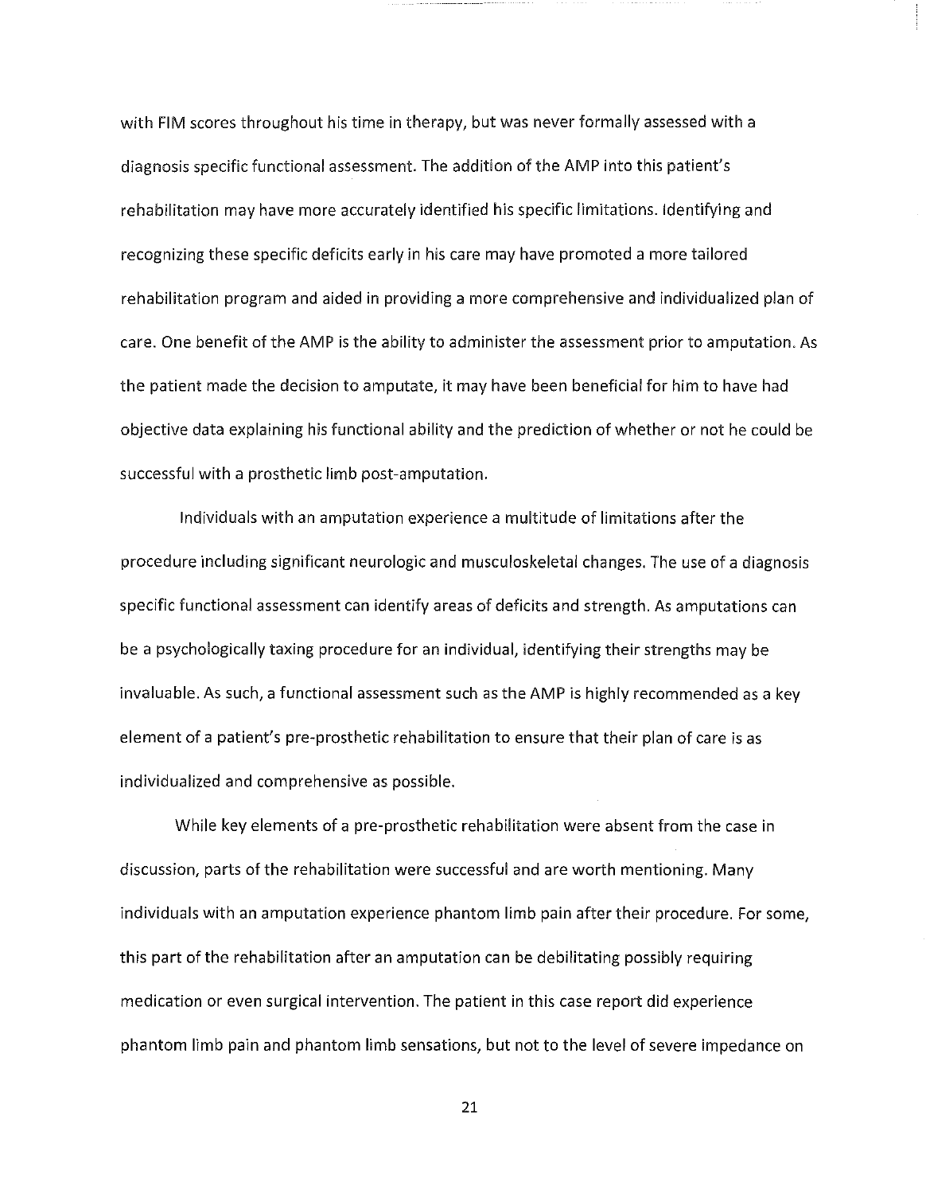with FIM scores throughout his time in therapy, but was never formally assessed with a diagnosis specific functional assessment. The addition of the AMP into this patient's rehabilitation may have more accurately identified his specific limitations. Identifying and recognizing these specific deficits early in his care may have promoted a more tailored rehabilitation program and aided in providing a more comprehensive and individualized plan of care. One benefit of the AMP is the ability to administer the assessment prior to amputation. As the patient made the decision to amputate, it may have been beneficial for him to have had objective data explaining his functional ability and the prediction of whether or not he could be successful with a prosthetic limb post-amputation.

Individuals with an amputation experience a multitude of limitations after the procedure including significant neurologic and musculoskeletal changes. The use of a diagnosis specific functional assessment can identify areas of deficits and strength. As amputations can be a psychologically taxing procedure for an individual, identifying their strengths may be invaluable. As such, a functional assessment such as the AMP is highly recommended as a key element of a patient's pre-prosthetic rehabilitation to ensure that their plan of care is as individualized and comprehensive as possible.

While key elements of a pre-prosthetic rehabilitation were absent from the case in discussion, parts of the rehabilitation were successful and are worth mentioning. Many individuals with an amputation experience phantom limb pain after their procedure. For some, this part of the rehabilitation after an amputation can be debilitating possibly requiring medication or even surgical intervention. The patient in this case report did experience phantom limb pain and phantom limb sensations, but not to the level of severe impedance on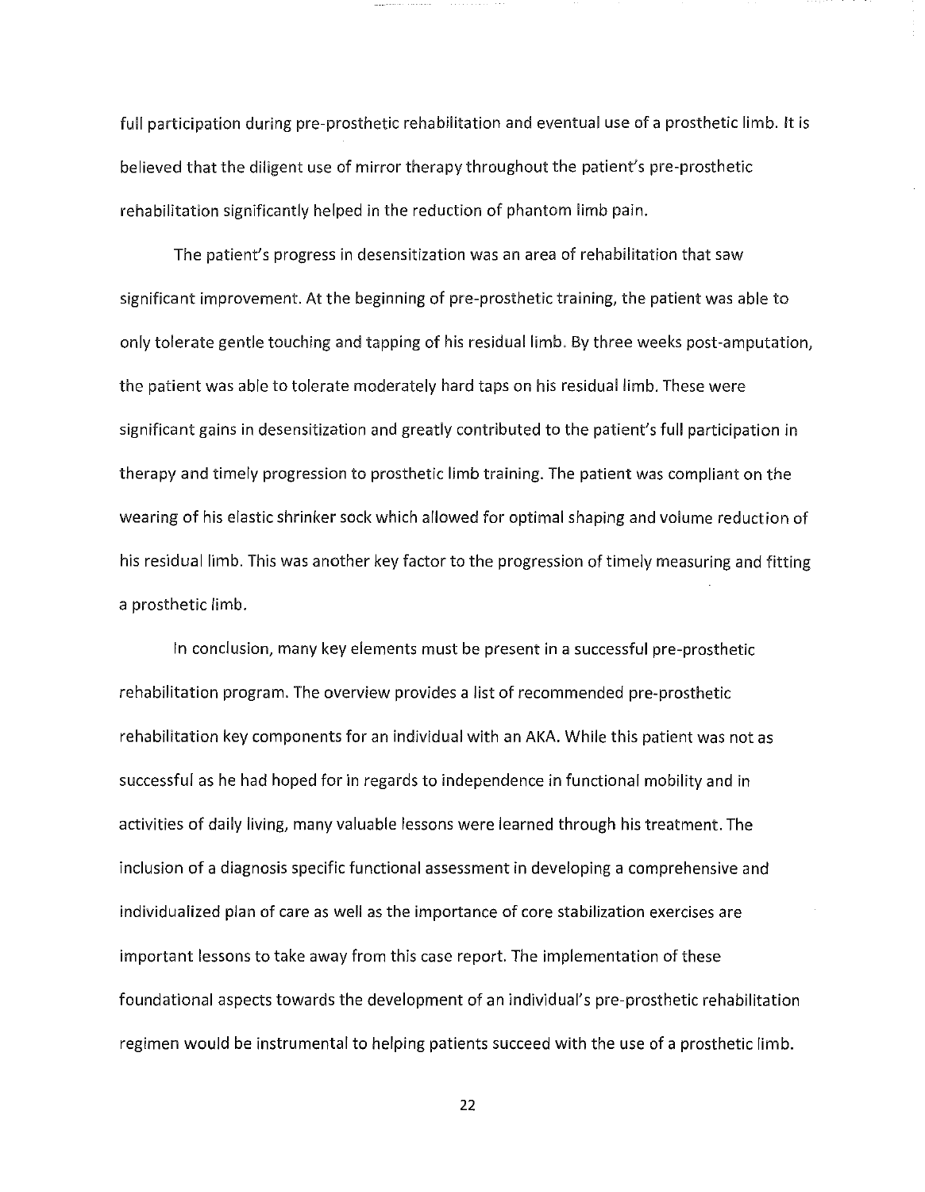full participation during pre-prosthetic rehabilitation and eventual use of a prosthetic limb. It is believed that the diligent use of mirror therapy throughout the patient's pre-prosthetic rehabilitation significantly helped in the reduction of phantom limb pain.

The patient's progress in desensitization was an area of rehabilitation that saw significant improvement. At the beginning of pre-prosthetic training, the patient was able to only tolerate gentle touching and tapping of his residual limb. By three weeks post-amputation, the patient was able to tolerate moderately hard taps on his residual limb. These were significant gains in desensitization and greatly contributed to the patient's full participation in therapy and timely progression to prosthetic limb training. The patient was compliant on the wearing of his elastic shrinker sock which allowed for optimal shaping and volume reduction of his residual limb. This was another key factor to the progression of timely measuring and fitting a prosthetic limb.

In conclusion, many key elements must be present in a successful pre-prosthetic rehabilitation program. The overview provides a list of recommended pre-prosthetic rehabilitation key components for an individual with an AKA. While this patient was not as successful as he had hoped for in regards to independence in functional mobility and in activities of daily living, many valuable lessons were learned through his treatment. The inclusion of a diagnosis specific functional assessment in developing a comprehensive and individualized plan of care as well as the importance of core stabilization exercises are important lessons to take away from this case report. The implementation of these foundational aspects towards the development of an individual's pre-prosthetic rehabilitation regimen would be instrumental to helping patients succeed with the use of a prosthetic limb.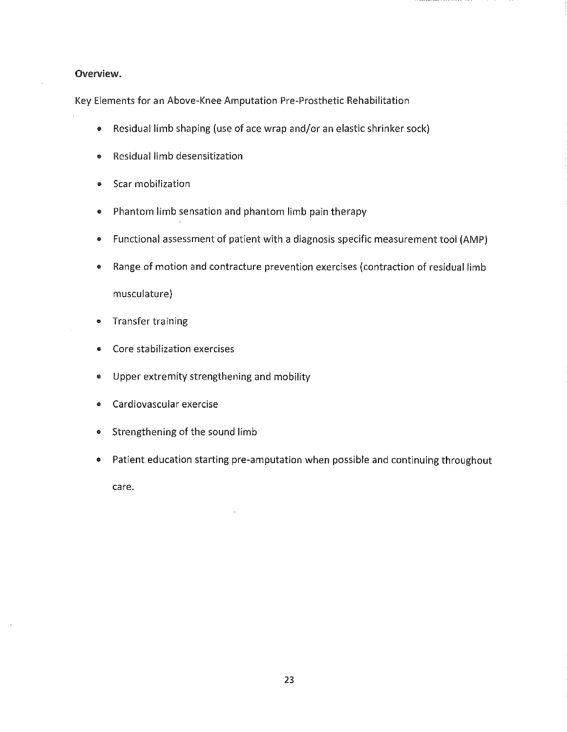**Overview.**

Key Elements for an Above-Knee Amputation Pre-Prosthetic Rehabilitation

- Residual limb shaping (use of ace wrap and/or an elastic shrinker sock)
- Residual limb desensitization
- Scar mobilization
- Phantom limb sensation and phantom limb pain therapy
- Functional assessment of patient with a diagnosis specific measurement tool (AMP)
- Range of motion and contracture prevention exercises (contraction of residual limb musculature)
- Transfer training
- Core stabilization exercises
- Upper extremity strengthening and mobility
- Cardiovascular exercise
- Strengthening of the sound limb
- Patient education starting pre-amputation when possible and continuing throughout care.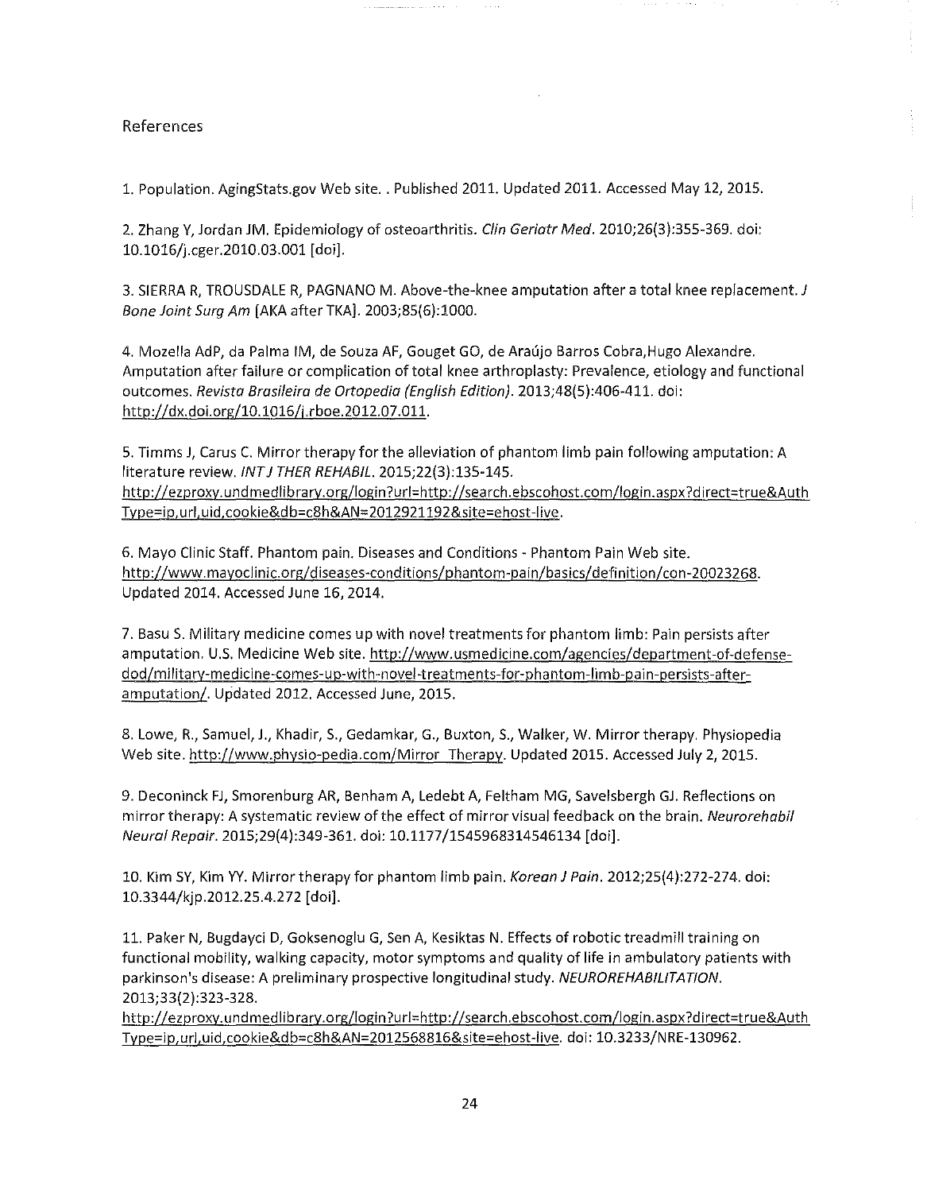References

1. Population. AgingStats.gov Web site. . Published 2011. Updated 2011. Accessed May 12, 2015.

2. Zhang Y, Jordan JM. Epidemiology of osteoarthritis. *Clin Geriatr Med*. 2010;26(3):355-369. doi: 10.1016/j.cger.2010.03.001 [doi].

3. SIERRA R, TROUSDALE R, PAGNANO M. Above-the-knee amputation after a total knee replacement. *J Bone Joint Surg Am* [AKA after TKA]. 2003;85(6):1000.

4. Mozella AdP, da Palma IM, de Souza AF, Gouget GO, de Araújo Barros Cobra,Hugo Alexandre. Amputation after failure or complication of total knee arthroplasty: Prevalence, etiology and functional outcomes. *Revista Brasileira de Ortopedia (English Edition)*. 2013;48(5):406-411. doi: http://dx.doi.org/10.1016/j.rboe.2012.07.011.

5. Timms J, Carus C. Mirror therapy for the alleviation of phantom limb pain following amputation: A literature review. *INT J THER REHABIL*. 2015;22(3):135-145. http://ezproxy.undmedlibrary.org/login?url=http://search.ebscohost.com/login.aspx?direct=true&AuthType=ip,url,uid,cookie&db=c8h&AN=2012921192&site=ehost-live.

6. Mayo Clinic Staff. Phantom pain. Diseases and Conditions - Phantom Pain Web site. http://www.mayoclinic.org/diseases-conditions/phantom-pain/basics/definition/con-20023268. Updated 2014. Accessed June 16, 2014.

7. Basu S. Military medicine comes up with novel treatments for phantom limb: Pain persists after amputation. U.S. Medicine Web site. http://www.usmedicine.com/agencies/department-of-defense-dod/military-medicine-comes-up-with-novel-treatments-for-phantom-limb-pain-persists-after-amputation/. Updated 2012. Accessed June, 2015.

8. Lowe, R., Samuel, J., Khadir, S., Gedamkar, G., Buxton, S., Walker, W. Mirror therapy. Physiopedia Web site. http://www.physio-pedia.com/Mirror_Therapy. Updated 2015. Accessed July 2, 2015.

9. Deconinck FJ, Smorenburg AR, Benham A, Ledebt A, Feltham MG, Savelsbergh GJ. Reflections on mirror therapy: A systematic review of the effect of mirror visual feedback on the brain. *Neurorehabil Neural Repair*. 2015;29(4):349-361. doi: 10.1177/1545968314546134 [doi].

10. Kim SY, Kim YY. Mirror therapy for phantom limb pain. *Korean J Pain*. 2012;25(4):272-274. doi: 10.3344/kjp.2012.25.4.272 [doi].

11. Paker N, Bugdayci D, Goksenoglu G, Sen A, Kesiktas N. Effects of robotic treadmill training on functional mobility, walking capacity, motor symptoms and quality of life in ambulatory patients with parkinson's disease: A preliminary prospective longitudinal study. *NEUROREHABILITATION*. 2013;33(2):323-328. http://ezproxy.undmedlibrary.org/login?url=http://search.ebscohost.com/login.aspx?direct=true&AuthType=ip,url,uid,cookie&db=c8h&AN=2012568816&site=ehost-live. doi: 10.3233/NRE-130962.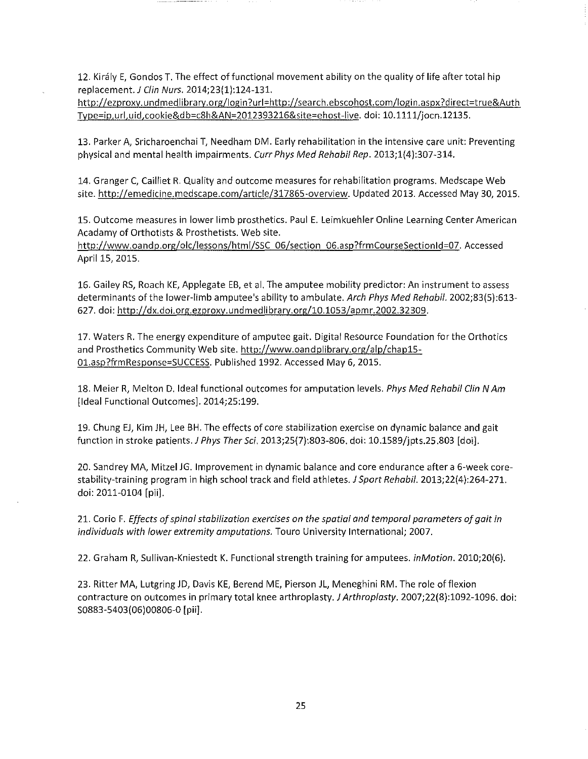12. Király E, Gondos T. The effect of functional movement ability on the quality of life after total hip replacement. *J Clin Nurs.* 2014;23(1):124-131. http://ezproxy.undmedlibrary.org/login?url=http://search.ebscohost.com/login.aspx?direct=true&AuthType=ip,url,uid,cookie&db=c8h&AN=2012393216&site=ehost-live. doi: 10.1111/jocn.12135.

13. Parker A, Sricharoenchai T, Needham DM. Early rehabilitation in the intensive care unit: Preventing physical and mental health impairments. *Curr Phys Med Rehabil Rep.* 2013;1(4):307-314.

14. Granger C, Cailliet R. Quality and outcome measures for rehabilitation programs. Medscape Web site. http://emedicine.medscape.com/article/317865-overview. Updated 2013. Accessed May 30, 2015.

15. Outcome measures in lower limb prosthetics. Paul E. Leimkuehler Online Learning Center American Acadamy of Orthotists & Prosthetists. Web site. http://www.oandp.org/olc/lessons/html/SSC_06/section_06.asp?frmCourseSectionId=07. Accessed April 15, 2015.

16. Gailey RS, Roach KE, Applegate EB, et al. The amputee mobility predictor: An instrument to assess determinants of the lower-limb amputee's ability to ambulate. *Arch Phys Med Rehabil.* 2002;83(5):613-627. doi: http://dx.doi.org.ezproxy.undmedlibrary.org/10.1053/apmr.2002.32309.

17. Waters R. The energy expenditure of amputee gait. Digital Resource Foundation for the Orthotics and Prosthetics Community Web site. http://www.oandplibrary.org/alp/chap15-01.asp?frmResponse=SUCCESS. Published 1992. Accessed May 6, 2015.

18. Meier R, Melton D. Ideal functional outcomes for amputation levels. *Phys Med Rehabil Clin N Am* [Ideal Functional Outcomes]. 2014;25:199.

19. Chung EJ, Kim JH, Lee BH. The effects of core stabilization exercise on dynamic balance and gait function in stroke patients. *J Phys Ther Sci.* 2013;25(7):803-806. doi: 10.1589/jpts.25.803 [doi].

20. Sandrey MA, Mitzel JG. Improvement in dynamic balance and core endurance after a 6-week core-stability-training program in high school track and field athletes. *J Sport Rehabil.* 2013;22(4):264-271. doi: 2011-0104 [pii].

21. Corio F. *Effects of spinal stabilization exercises on the spatial and temporal parameters of gait in individuals with lower extremity amputations.* Touro University International; 2007.

22. Graham R, Sullivan-Kniestedt K. Functional strength training for amputees. *inMotion.* 2010;20(6).

23. Ritter MA, Lutgring JD, Davis KE, Berend ME, Pierson JL, Meneghini RM. The role of flexion contracture on outcomes in primary total knee arthroplasty. *J Arthroplasty.* 2007;22(8):1092-1096. doi: S0883-5403(06)00806-0 [pii].